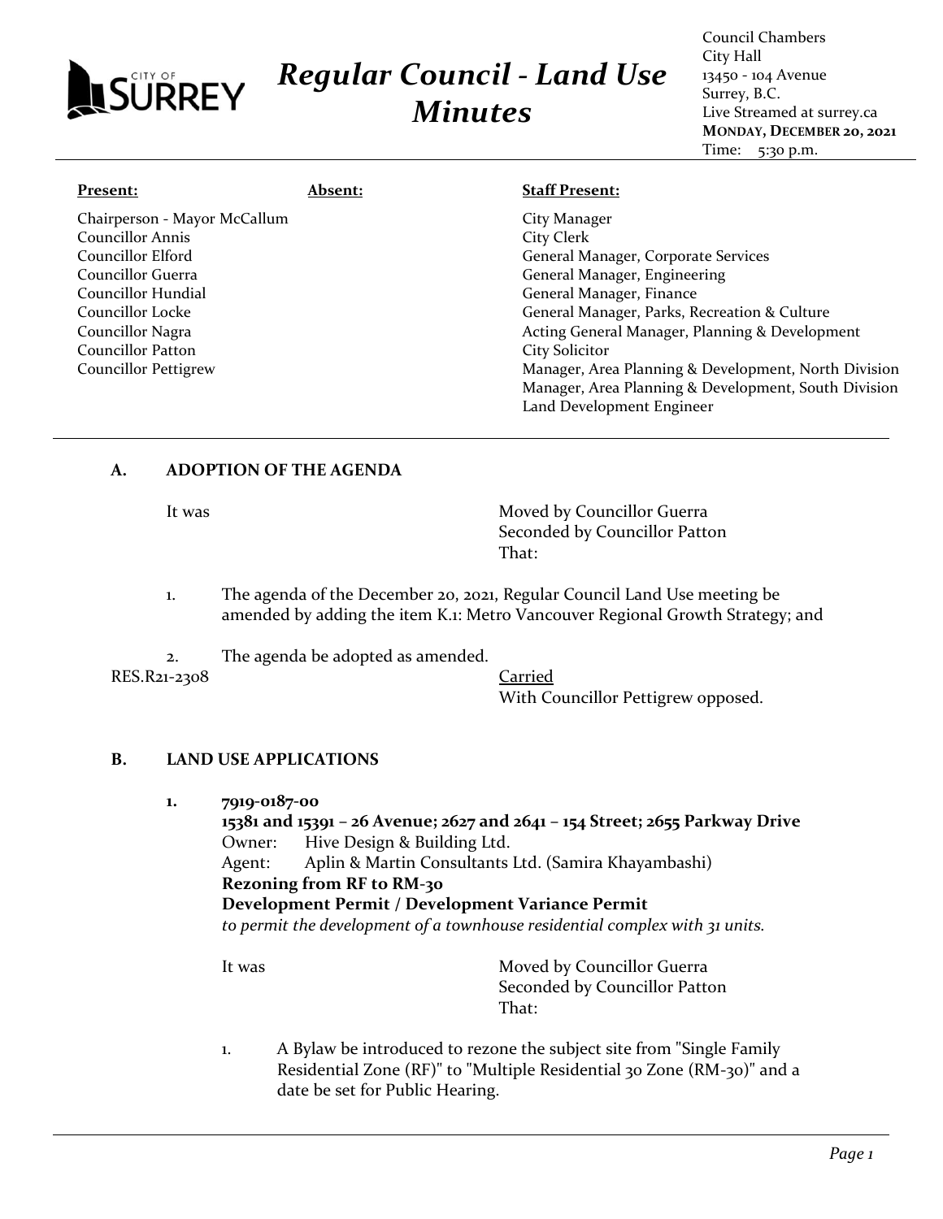# Regular Council - Land Use Minutes

Council Chambers
City Hall
13450 - 104 Avenue
Surrey, B.C.
Live Streamed at surrey.ca
**MONDAY, DECEMBER 20, 2021**
Time: 5:30 p.m.

| **Present:** | **Absent:** | **Staff Present:** |
|---|---|---|
| Chairperson - Mayor McCallum | | City Manager |
| Councillor Annis | | City Clerk |
| Councillor Elford | | General Manager, Corporate Services |
| Councillor Guerra | | General Manager, Engineering |
| Councillor Hundial | | General Manager, Finance |
| Councillor Locke | | General Manager, Parks, Recreation & Culture |
| Councillor Nagra | | Acting General Manager, Planning & Development |
| Councillor Patton | | City Solicitor |
| Councillor Pettigrew | | Manager, Area Planning & Development, North Division |
| | | Manager, Area Planning & Development, South Division |
| | | Land Development Engineer |

## A. ADOPTION OF THE AGENDA

It was

Moved by Councillor Guerra
Seconded by Councillor Patton
That:

1. The agenda of the December 20, 2021, Regular Council Land Use meeting be amended by adding the item K.1: Metro Vancouver Regional Growth Strategy; and

2. The agenda be adopted as amended.

RES.R21-2308

Carried
With Councillor Pettigrew opposed.

## B. LAND USE APPLICATIONS

**1. 7919-0187-00**
**15381 and 15391 – 26 Avenue; 2627 and 2641 – 154 Street; 2655 Parkway Drive**
Owner: Hive Design & Building Ltd.
Agent: Aplin & Martin Consultants Ltd. (Samira Khayambashi)
**Rezoning from RF to RM-30**
**Development Permit / Development Variance Permit**
*to permit the development of a townhouse residential complex with 31 units.*

It was

Moved by Councillor Guerra
Seconded by Councillor Patton
That:

1. A Bylaw be introduced to rezone the subject site from "Single Family Residential Zone (RF)" to "Multiple Residential 30 Zone (RM-30)" and a date be set for Public Hearing.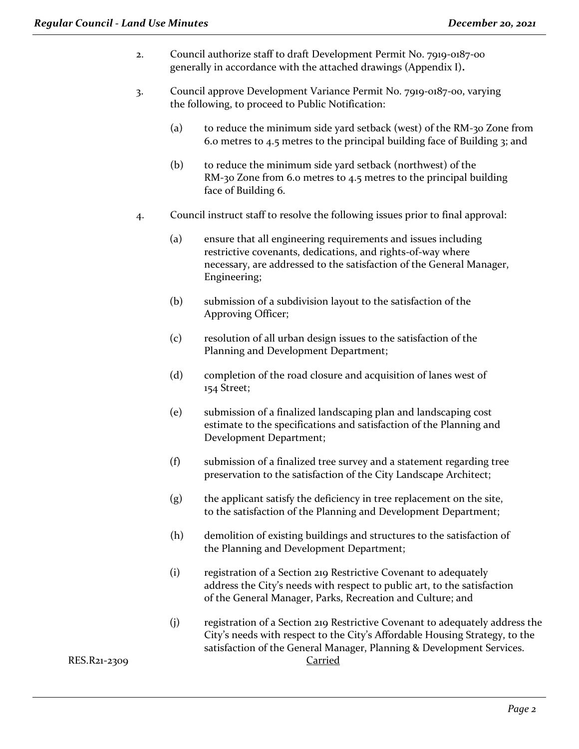2. Council authorize staff to draft Development Permit No. 7919-0187-00 generally in accordance with the attached drawings (Appendix I)**.**

3. Council approve Development Variance Permit No. 7919-0187-00, varying the following, to proceed to Public Notification:

   (a) to reduce the minimum side yard setback (west) of the RM-30 Zone from 6.0 metres to 4.5 metres to the principal building face of Building 3; and

   (b) to reduce the minimum side yard setback (northwest) of the RM-30 Zone from 6.0 metres to 4.5 metres to the principal building face of Building 6.

4. Council instruct staff to resolve the following issues prior to final approval:

   (a) ensure that all engineering requirements and issues including restrictive covenants, dedications, and rights-of-way where necessary, are addressed to the satisfaction of the General Manager, Engineering;

   (b) submission of a subdivision layout to the satisfaction of the Approving Officer;

   (c) resolution of all urban design issues to the satisfaction of the Planning and Development Department;

   (d) completion of the road closure and acquisition of lanes west of 154 Street;

   (e) submission of a finalized landscaping plan and landscaping cost estimate to the specifications and satisfaction of the Planning and Development Department;

   (f) submission of a finalized tree survey and a statement regarding tree preservation to the satisfaction of the City Landscape Architect;

   (g) the applicant satisfy the deficiency in tree replacement on the site, to the satisfaction of the Planning and Development Department;

   (h) demolition of existing buildings and structures to the satisfaction of the Planning and Development Department;

   (i) registration of a Section 219 Restrictive Covenant to adequately address the City's needs with respect to public art, to the satisfaction of the General Manager, Parks, Recreation and Culture; and

   (j) registration of a Section 219 Restrictive Covenant to adequately address the City's needs with respect to the City's Affordable Housing Strategy, to the satisfaction of the General Manager, Planning & Development Services.

RES.R21-2309 Carried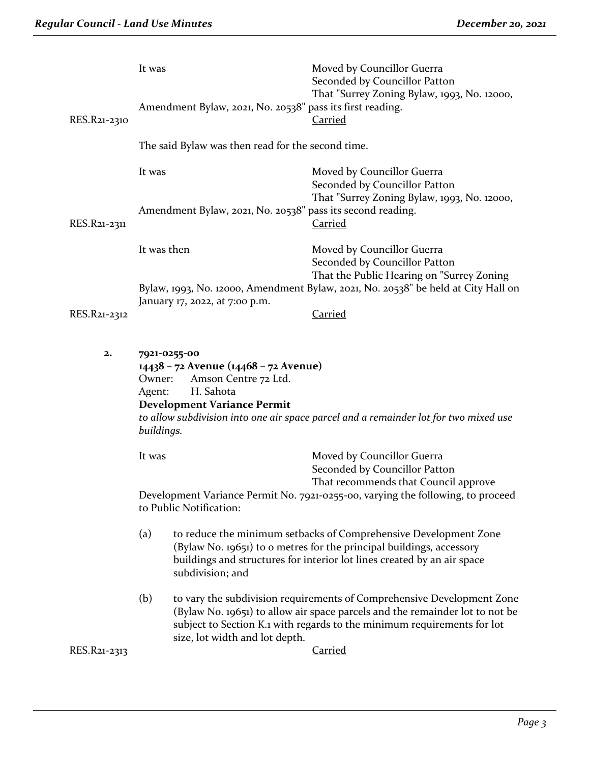It was Moved by Councillor Guerra
Seconded by Councillor Patton
That "Surrey Zoning Bylaw, 1993, No. 12000, Amendment Bylaw, 2021, No. 20538" pass its first reading.

RES.R21-2310 Carried

The said Bylaw was then read for the second time.

It was Moved by Councillor Guerra
Seconded by Councillor Patton
That "Surrey Zoning Bylaw, 1993, No. 12000, Amendment Bylaw, 2021, No. 20538" pass its second reading.

RES.R21-2311 Carried

It was then Moved by Councillor Guerra
Seconded by Councillor Patton
That the Public Hearing on "Surrey Zoning Bylaw, 1993, No. 12000, Amendment Bylaw, 2021, No. 20538" be held at City Hall on January 17, 2022, at 7:00 p.m.

RES.R21-2312 Carried

**2. 7921-0255-00**
**14438 – 72 Avenue (14468 – 72 Avenue)**
Owner: Amson Centre 72 Ltd.
Agent: H. Sahota
**Development Variance Permit**
*to allow subdivision into one air space parcel and a remainder lot for two mixed use buildings.*

It was Moved by Councillor Guerra
Seconded by Councillor Patton
That recommends that Council approve Development Variance Permit No. 7921-0255-00, varying the following, to proceed to Public Notification:

(a) to reduce the minimum setbacks of Comprehensive Development Zone (Bylaw No. 19651) to 0 metres for the principal buildings, accessory buildings and structures for interior lot lines created by an air space subdivision; and

(b) to vary the subdivision requirements of Comprehensive Development Zone (Bylaw No. 19651) to allow air space parcels and the remainder lot to not be subject to Section K.1 with regards to the minimum requirements for lot size, lot width and lot depth.

RES.R21-2313 Carried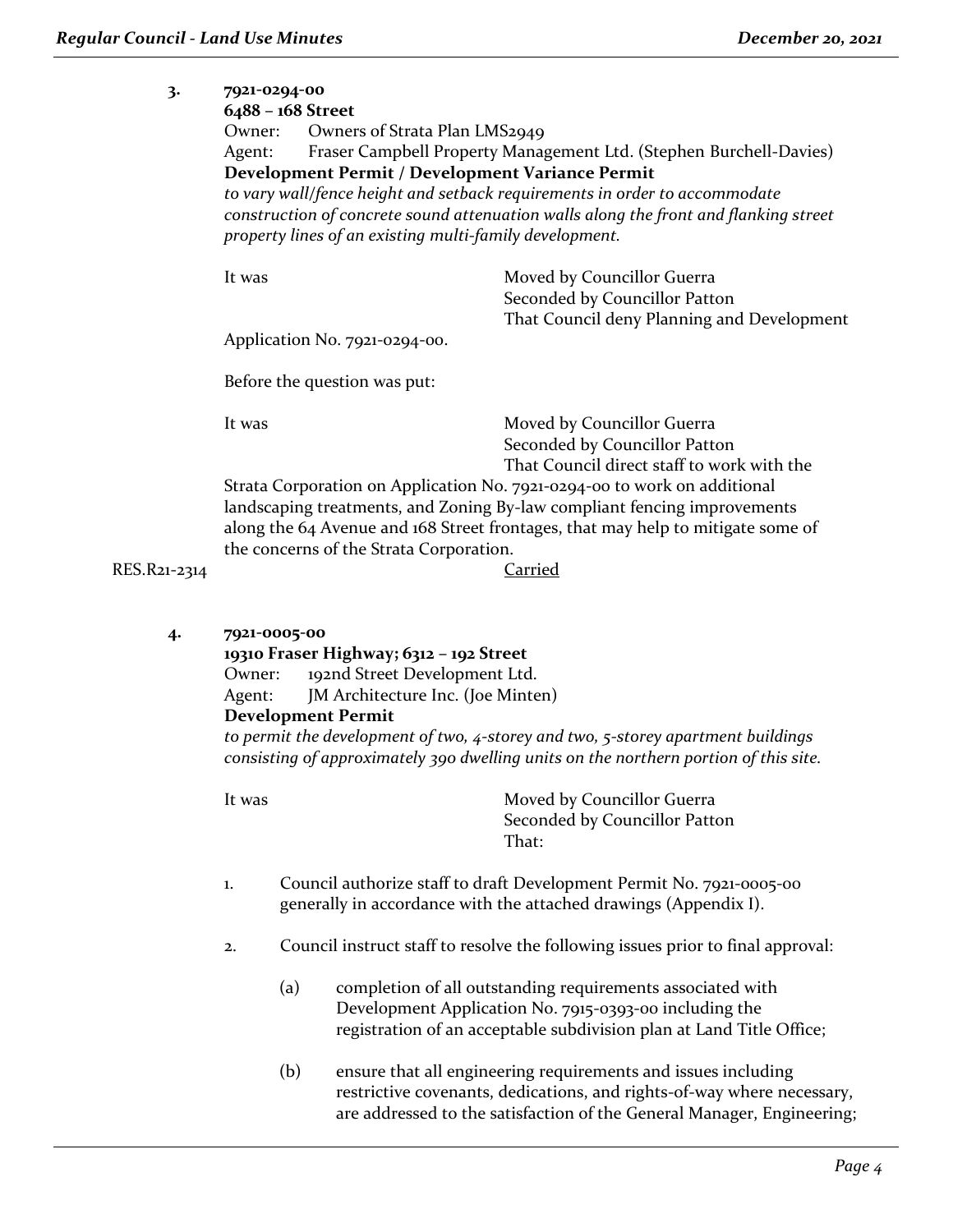3. **7921-0294-00**
**6488 – 168 Street**
Owner: Owners of Strata Plan LMS2949
Agent: Fraser Campbell Property Management Ltd. (Stephen Burchell-Davies)
**Development Permit / Development Variance Permit**
*to vary wall/fence height and setback requirements in order to accommodate construction of concrete sound attenuation walls along the front and flanking street property lines of an existing multi-family development.*

It was Moved by Councillor Guerra
Seconded by Councillor Patton
That Council deny Planning and Development Application No. 7921-0294-00.

Before the question was put:

It was Moved by Councillor Guerra
Seconded by Councillor Patton
That Council direct staff to work with the Strata Corporation on Application No. 7921-0294-00 to work on additional landscaping treatments, and Zoning By-law compliant fencing improvements along the 64 Avenue and 168 Street frontages, that may help to mitigate some of the concerns of the Strata Corporation.

RES.R21-2314 Carried

4. **7921-0005-00**
**19310 Fraser Highway; 6312 – 192 Street**
Owner: 192nd Street Development Ltd.
Agent: JM Architecture Inc. (Joe Minten)
**Development Permit**
*to permit the development of two, 4-storey and two, 5-storey apartment buildings consisting of approximately 390 dwelling units on the northern portion of this site.*

It was Moved by Councillor Guerra
Seconded by Councillor Patton
That:

1. Council authorize staff to draft Development Permit No. 7921-0005-00 generally in accordance with the attached drawings (Appendix I).

2. Council instruct staff to resolve the following issues prior to final approval:

   (a) completion of all outstanding requirements associated with Development Application No. 7915-0393-00 including the registration of an acceptable subdivision plan at Land Title Office;

   (b) ensure that all engineering requirements and issues including restrictive covenants, dedications, and rights-of-way where necessary, are addressed to the satisfaction of the General Manager, Engineering;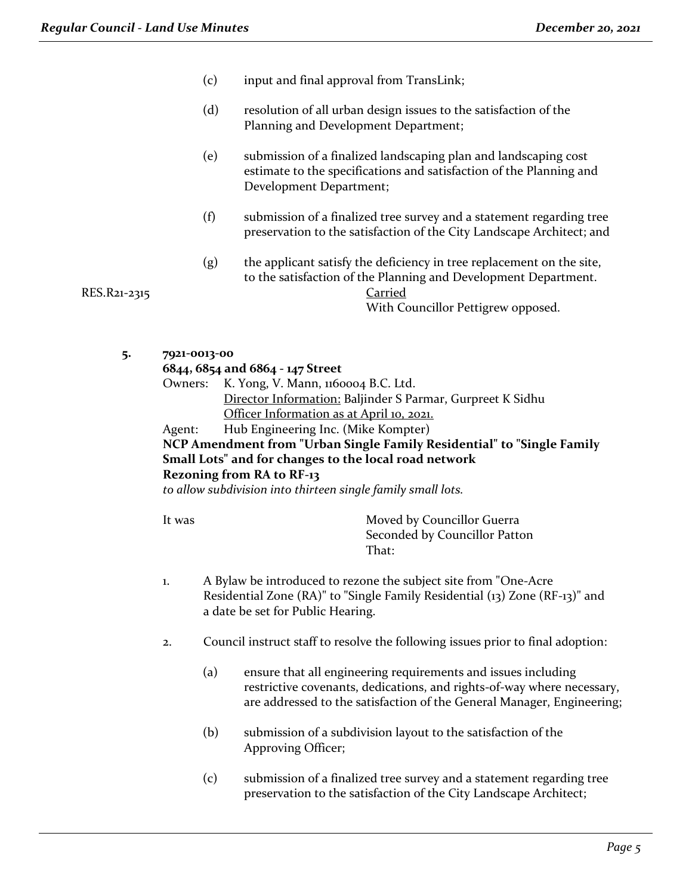(c) input and final approval from TransLink;

(d) resolution of all urban design issues to the satisfaction of the Planning and Development Department;

(e) submission of a finalized landscaping plan and landscaping cost estimate to the specifications and satisfaction of the Planning and Development Department;

(f) submission of a finalized tree survey and a statement regarding tree preservation to the satisfaction of the City Landscape Architect; and

(g) the applicant satisfy the deficiency in tree replacement on the site, to the satisfaction of the Planning and Development Department.

RES.R21-2315 Carried
With Councillor Pettigrew opposed.

**5. 7921-0013-00**
**6844, 6854 and 6864 - 147 Street**
Owners: K. Yong, V. Mann, 1160004 B.C. Ltd.
Director Information: Baljinder S Parmar, Gurpreet K Sidhu
Officer Information as at April 10, 2021.
Agent: Hub Engineering Inc. (Mike Kompter)
**NCP Amendment from "Urban Single Family Residential" to "Single Family Small Lots" and for changes to the local road network**
**Rezoning from RA to RF-13**
*to allow subdivision into thirteen single family small lots.*

It was Moved by Councillor Guerra
Seconded by Councillor Patton
That:

1. A Bylaw be introduced to rezone the subject site from "One-Acre Residential Zone (RA)" to "Single Family Residential (13) Zone (RF-13)" and a date be set for Public Hearing.

2. Council instruct staff to resolve the following issues prior to final adoption:

   (a) ensure that all engineering requirements and issues including restrictive covenants, dedications, and rights-of-way where necessary, are addressed to the satisfaction of the General Manager, Engineering;

   (b) submission of a subdivision layout to the satisfaction of the Approving Officer;

   (c) submission of a finalized tree survey and a statement regarding tree preservation to the satisfaction of the City Landscape Architect;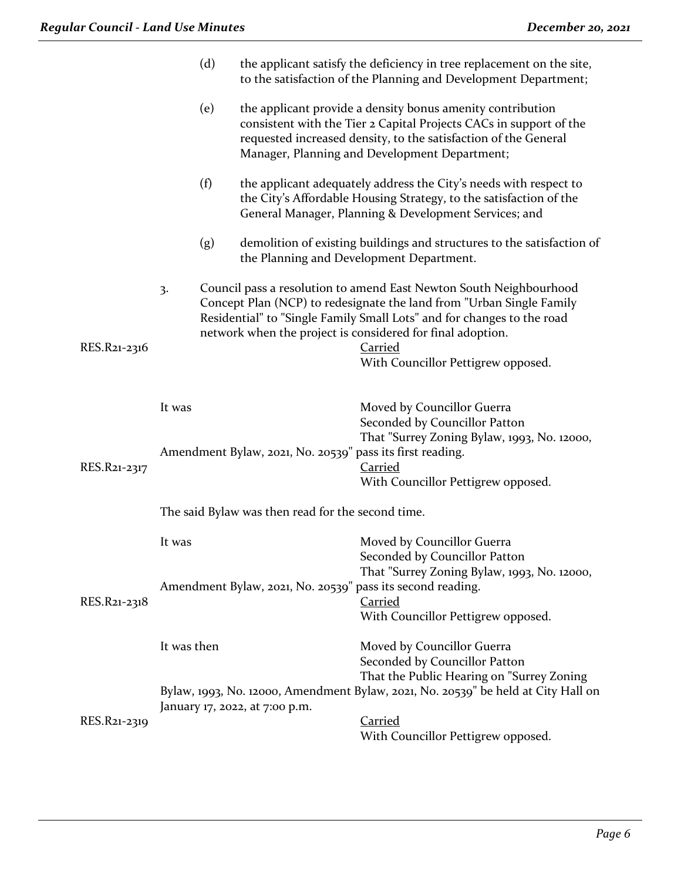(d) the applicant satisfy the deficiency in tree replacement on the site, to the satisfaction of the Planning and Development Department;

(e) the applicant provide a density bonus amenity contribution consistent with the Tier 2 Capital Projects CACs in support of the requested increased density, to the satisfaction of the General Manager, Planning and Development Department;

(f) the applicant adequately address the City's needs with respect to the City's Affordable Housing Strategy, to the satisfaction of the General Manager, Planning & Development Services; and

(g) demolition of existing buildings and structures to the satisfaction of the Planning and Development Department.

3. Council pass a resolution to amend East Newton South Neighbourhood Concept Plan (NCP) to redesignate the land from "Urban Single Family Residential" to "Single Family Small Lots" and for changes to the road network when the project is considered for final adoption.

RES.R21-2316 Carried
With Councillor Pettigrew opposed.

It was Moved by Councillor Guerra
Seconded by Councillor Patton
That "Surrey Zoning Bylaw, 1993, No. 12000, Amendment Bylaw, 2021, No. 20539" pass its first reading.

RES.R21-2317 Carried
With Councillor Pettigrew opposed.

The said Bylaw was then read for the second time.

It was Moved by Councillor Guerra
Seconded by Councillor Patton
That "Surrey Zoning Bylaw, 1993, No. 12000, Amendment Bylaw, 2021, No. 20539" pass its second reading.

RES.R21-2318 Carried
With Councillor Pettigrew opposed.

It was then Moved by Councillor Guerra
Seconded by Councillor Patton
That the Public Hearing on "Surrey Zoning Bylaw, 1993, No. 12000, Amendment Bylaw, 2021, No. 20539" be held at City Hall on January 17, 2022, at 7:00 p.m.

RES.R21-2319 Carried
With Councillor Pettigrew opposed.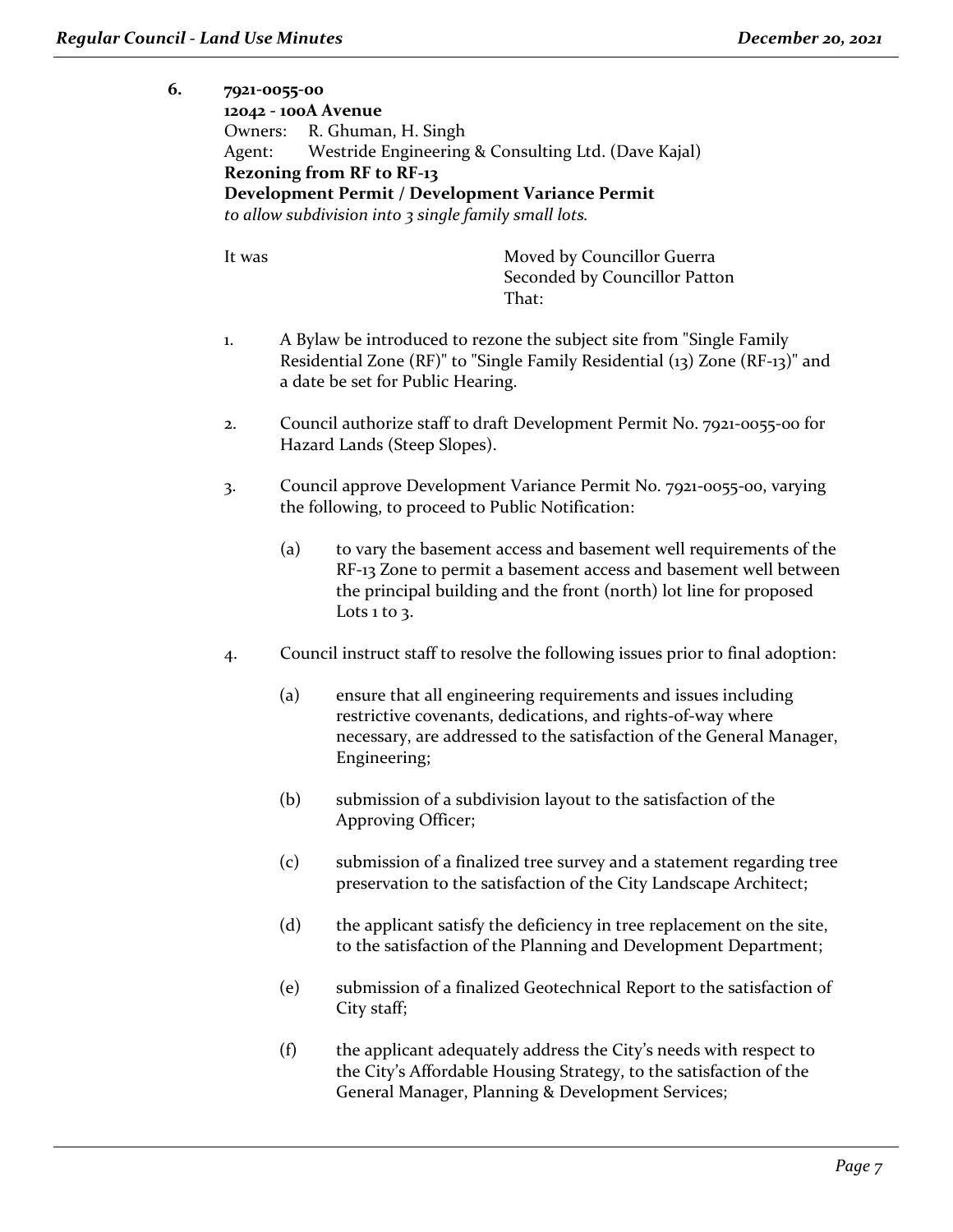**6. 7921-0055-00**
**12042 - 100A Avenue**
Owners: R. Ghuman, H. Singh
Agent: Westride Engineering & Consulting Ltd. (Dave Kajal)
**Rezoning from RF to RF-13**
**Development Permit / Development Variance Permit**
*to allow subdivision into 3 single family small lots.*

It was

Moved by Councillor Guerra
Seconded by Councillor Patton
That:

1. A Bylaw be introduced to rezone the subject site from "Single Family Residential Zone (RF)" to "Single Family Residential (13) Zone (RF-13)" and a date be set for Public Hearing.

2. Council authorize staff to draft Development Permit No. 7921-0055-00 for Hazard Lands (Steep Slopes).

3. Council approve Development Variance Permit No. 7921-0055-00, varying the following, to proceed to Public Notification:

   (a) to vary the basement access and basement well requirements of the RF-13 Zone to permit a basement access and basement well between the principal building and the front (north) lot line for proposed Lots 1 to 3.

4. Council instruct staff to resolve the following issues prior to final adoption:

   (a) ensure that all engineering requirements and issues including restrictive covenants, dedications, and rights-of-way where necessary, are addressed to the satisfaction of the General Manager, Engineering;

   (b) submission of a subdivision layout to the satisfaction of the Approving Officer;

   (c) submission of a finalized tree survey and a statement regarding tree preservation to the satisfaction of the City Landscape Architect;

   (d) the applicant satisfy the deficiency in tree replacement on the site, to the satisfaction of the Planning and Development Department;

   (e) submission of a finalized Geotechnical Report to the satisfaction of City staff;

   (f) the applicant adequately address the City's needs with respect to the City's Affordable Housing Strategy, to the satisfaction of the General Manager, Planning & Development Services;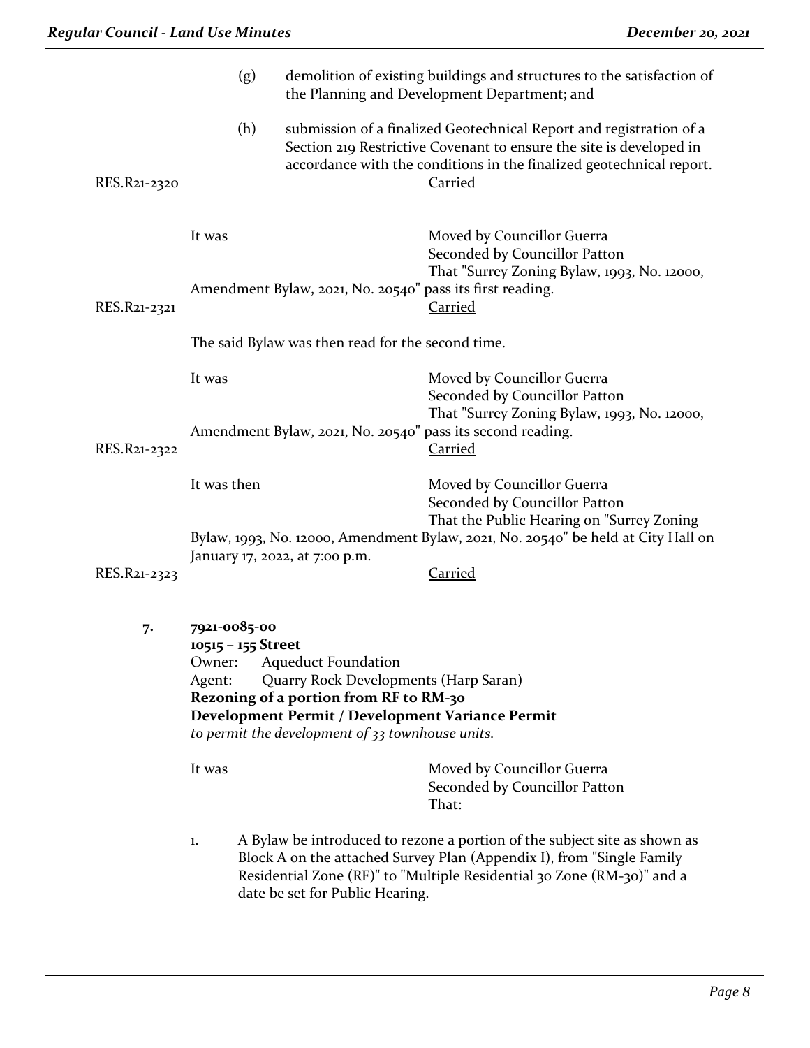(g) demolition of existing buildings and structures to the satisfaction of the Planning and Development Department; and

(h) submission of a finalized Geotechnical Report and registration of a Section 219 Restrictive Covenant to ensure the site is developed in accordance with the conditions in the finalized geotechnical report.

RES.R21-2320 <u>Carried</u>

It was Moved by Councillor Guerra
Seconded by Councillor Patton
That "Surrey Zoning Bylaw, 1993, No. 12000, Amendment Bylaw, 2021, No. 20540" pass its first reading.

RES.R21-2321 <u>Carried</u>

The said Bylaw was then read for the second time.

It was Moved by Councillor Guerra
Seconded by Councillor Patton
That "Surrey Zoning Bylaw, 1993, No. 12000, Amendment Bylaw, 2021, No. 20540" pass its second reading.

RES.R21-2322 <u>Carried</u>

It was then Moved by Councillor Guerra
Seconded by Councillor Patton
That the Public Hearing on "Surrey Zoning Bylaw, 1993, No. 12000, Amendment Bylaw, 2021, No. 20540" be held at City Hall on January 17, 2022, at 7:00 p.m.

RES.R21-2323 <u>Carried</u>

**7. 7921-0085-00**
**10515 – 155 Street**
Owner: Aqueduct Foundation
Agent: Quarry Rock Developments (Harp Saran)
**Rezoning of a portion from RF to RM-30**
**Development Permit / Development Variance Permit**
*to permit the development of 33 townhouse units.*

It was Moved by Councillor Guerra
Seconded by Councillor Patton
That:

1. A Bylaw be introduced to rezone a portion of the subject site as shown as Block A on the attached Survey Plan (Appendix I), from "Single Family Residential Zone (RF)" to "Multiple Residential 30 Zone (RM-30)" and a date be set for Public Hearing.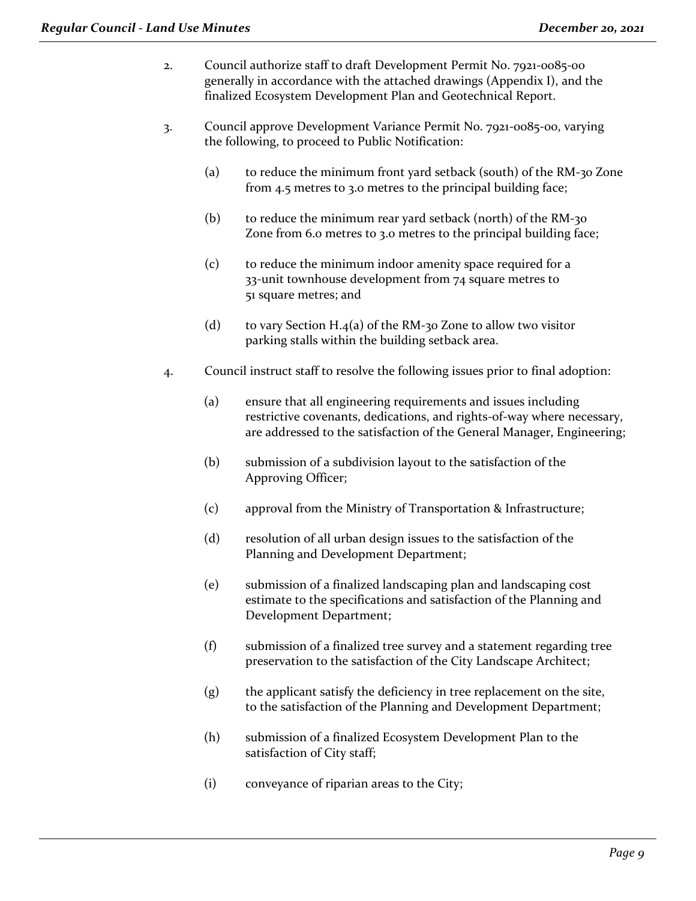2. Council authorize staff to draft Development Permit No. 7921-0085-00 generally in accordance with the attached drawings (Appendix I), and the finalized Ecosystem Development Plan and Geotechnical Report.

3. Council approve Development Variance Permit No. 7921-0085-00, varying the following, to proceed to Public Notification:

   (a) to reduce the minimum front yard setback (south) of the RM-30 Zone from 4.5 metres to 3.0 metres to the principal building face;

   (b) to reduce the minimum rear yard setback (north) of the RM-30 Zone from 6.0 metres to 3.0 metres to the principal building face;

   (c) to reduce the minimum indoor amenity space required for a 33-unit townhouse development from 74 square metres to 51 square metres; and

   (d) to vary Section H.4(a) of the RM-30 Zone to allow two visitor parking stalls within the building setback area.

4. Council instruct staff to resolve the following issues prior to final adoption:

   (a) ensure that all engineering requirements and issues including restrictive covenants, dedications, and rights-of-way where necessary, are addressed to the satisfaction of the General Manager, Engineering;

   (b) submission of a subdivision layout to the satisfaction of the Approving Officer;

   (c) approval from the Ministry of Transportation & Infrastructure;

   (d) resolution of all urban design issues to the satisfaction of the Planning and Development Department;

   (e) submission of a finalized landscaping plan and landscaping cost estimate to the specifications and satisfaction of the Planning and Development Department;

   (f) submission of a finalized tree survey and a statement regarding tree preservation to the satisfaction of the City Landscape Architect;

   (g) the applicant satisfy the deficiency in tree replacement on the site, to the satisfaction of the Planning and Development Department;

   (h) submission of a finalized Ecosystem Development Plan to the satisfaction of City staff;

   (i) conveyance of riparian areas to the City;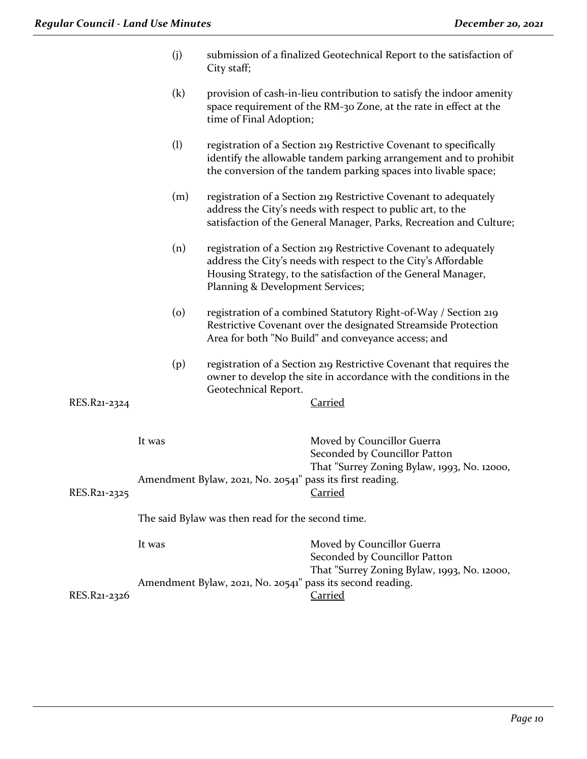(j) submission of a finalized Geotechnical Report to the satisfaction of City staff;

(k) provision of cash-in-lieu contribution to satisfy the indoor amenity space requirement of the RM-30 Zone, at the rate in effect at the time of Final Adoption;

(l) registration of a Section 219 Restrictive Covenant to specifically identify the allowable tandem parking arrangement and to prohibit the conversion of the tandem parking spaces into livable space;

(m) registration of a Section 219 Restrictive Covenant to adequately address the City's needs with respect to public art, to the satisfaction of the General Manager, Parks, Recreation and Culture;

(n) registration of a Section 219 Restrictive Covenant to adequately address the City's needs with respect to the City's Affordable Housing Strategy, to the satisfaction of the General Manager, Planning & Development Services;

(o) registration of a combined Statutory Right-of-Way / Section 219 Restrictive Covenant over the designated Streamside Protection Area for both "No Build" and conveyance access; and

(p) registration of a Section 219 Restrictive Covenant that requires the owner to develop the site in accordance with the conditions in the Geotechnical Report.

RES.R21-2324 Carried

It was Moved by Councillor Guerra
Seconded by Councillor Patton
That "Surrey Zoning Bylaw, 1993, No. 12000, Amendment Bylaw, 2021, No. 20541" pass its first reading.

RES.R21-2325 Carried

The said Bylaw was then read for the second time.

It was Moved by Councillor Guerra
Seconded by Councillor Patton
That "Surrey Zoning Bylaw, 1993, No. 12000, Amendment Bylaw, 2021, No. 20541" pass its second reading.

RES.R21-2326 Carried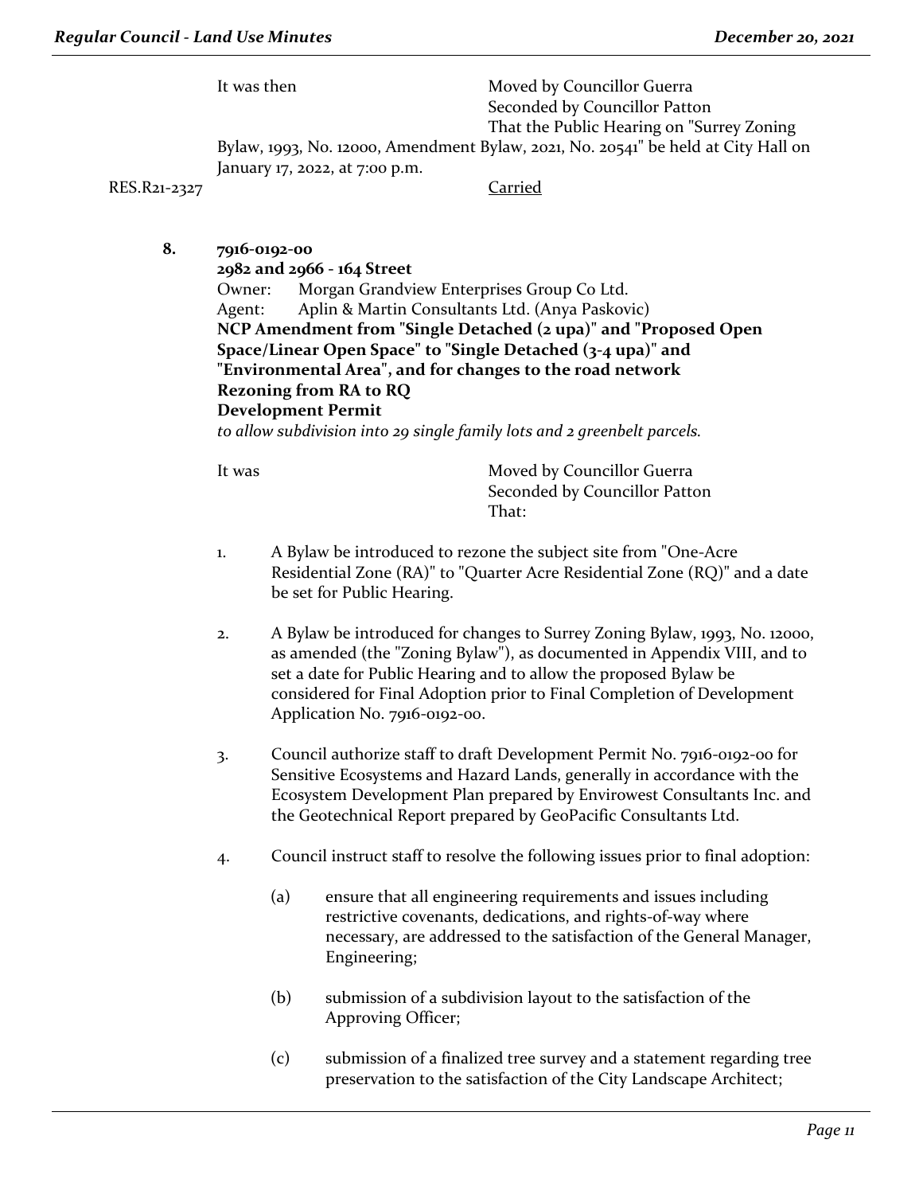It was then Moved by Councillor Guerra
Seconded by Councillor Patton
That the Public Hearing on "Surrey Zoning Bylaw, 1993, No. 12000, Amendment Bylaw, 2021, No. 20541" be held at City Hall on January 17, 2022, at 7:00 p.m.

RES.R21-2327 Carried

**8. 7916-0192-00**
**2982 and 2966 - 164 Street**
Owner: Morgan Grandview Enterprises Group Co Ltd.
Agent: Aplin & Martin Consultants Ltd. (Anya Paskovic)
**NCP Amendment from "Single Detached (2 upa)" and "Proposed Open Space/Linear Open Space" to "Single Detached (3-4 upa)" and "Environmental Area", and for changes to the road network**
**Rezoning from RA to RQ**
**Development Permit**
*to allow subdivision into 29 single family lots and 2 greenbelt parcels.*

It was Moved by Councillor Guerra
Seconded by Councillor Patton
That:

1. A Bylaw be introduced to rezone the subject site from "One-Acre Residential Zone (RA)" to "Quarter Acre Residential Zone (RQ)" and a date be set for Public Hearing.

2. A Bylaw be introduced for changes to Surrey Zoning Bylaw, 1993, No. 12000, as amended (the "Zoning Bylaw"), as documented in Appendix VIII, and to set a date for Public Hearing and to allow the proposed Bylaw be considered for Final Adoption prior to Final Completion of Development Application No. 7916-0192-00.

3. Council authorize staff to draft Development Permit No. 7916-0192-00 for Sensitive Ecosystems and Hazard Lands, generally in accordance with the Ecosystem Development Plan prepared by Envirowest Consultants Inc. and the Geotechnical Report prepared by GeoPacific Consultants Ltd.

4. Council instruct staff to resolve the following issues prior to final adoption:

   (a) ensure that all engineering requirements and issues including restrictive covenants, dedications, and rights-of-way where necessary, are addressed to the satisfaction of the General Manager, Engineering;

   (b) submission of a subdivision layout to the satisfaction of the Approving Officer;

   (c) submission of a finalized tree survey and a statement regarding tree preservation to the satisfaction of the City Landscape Architect;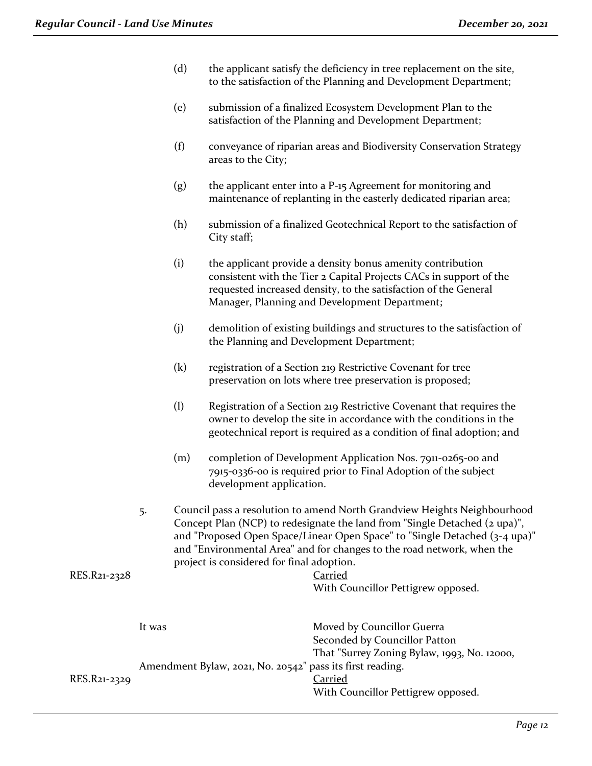(d) the applicant satisfy the deficiency in tree replacement on the site, to the satisfaction of the Planning and Development Department;

(e) submission of a finalized Ecosystem Development Plan to the satisfaction of the Planning and Development Department;

(f) conveyance of riparian areas and Biodiversity Conservation Strategy areas to the City;

(g) the applicant enter into a P-15 Agreement for monitoring and maintenance of replanting in the easterly dedicated riparian area;

(h) submission of a finalized Geotechnical Report to the satisfaction of City staff;

(i) the applicant provide a density bonus amenity contribution consistent with the Tier 2 Capital Projects CACs in support of the requested increased density, to the satisfaction of the General Manager, Planning and Development Department;

(j) demolition of existing buildings and structures to the satisfaction of the Planning and Development Department;

(k) registration of a Section 219 Restrictive Covenant for tree preservation on lots where tree preservation is proposed;

(l) Registration of a Section 219 Restrictive Covenant that requires the owner to develop the site in accordance with the conditions in the geotechnical report is required as a condition of final adoption; and

(m) completion of Development Application Nos. 7911-0265-00 and 7915-0336-00 is required prior to Final Adoption of the subject development application.

5. Council pass a resolution to amend North Grandview Heights Neighbourhood Concept Plan (NCP) to redesignate the land from "Single Detached (2 upa)", and "Proposed Open Space/Linear Open Space" to "Single Detached (3-4 upa)" and "Environmental Area" and for changes to the road network, when the project is considered for final adoption.

RES.R21-2328

Carried
With Councillor Pettigrew opposed.

It was

Moved by Councillor Guerra
Seconded by Councillor Patton
That "Surrey Zoning Bylaw, 1993, No. 12000, Amendment Bylaw, 2021, No. 20542" pass its first reading.

RES.R21-2329

Carried
With Councillor Pettigrew opposed.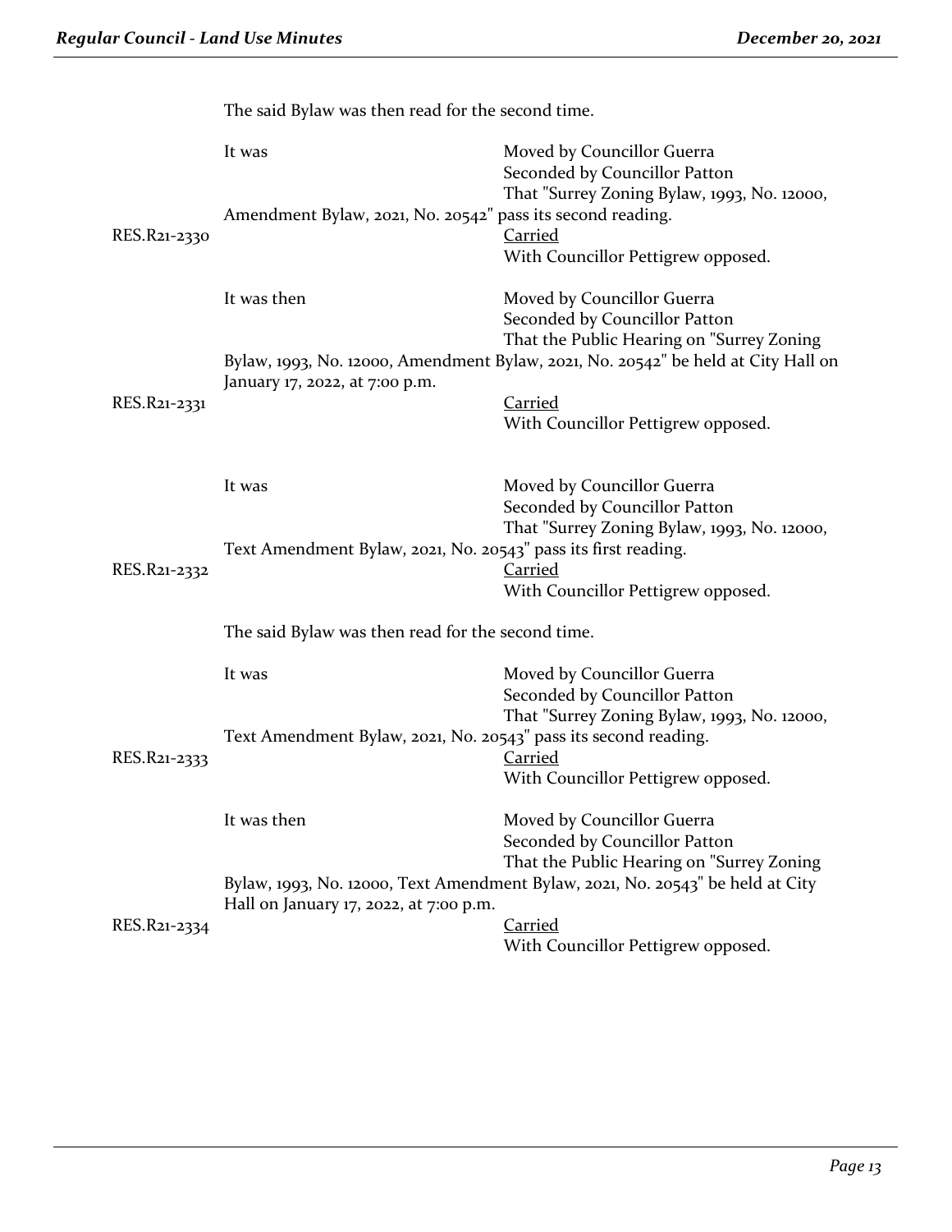The said Bylaw was then read for the second time.

It was Moved by Councillor Guerra
Seconded by Councillor Patton
That "Surrey Zoning Bylaw, 1993, No. 12000, Amendment Bylaw, 2021, No. 20542" pass its second reading.

RES.R21-2330 Carried
With Councillor Pettigrew opposed.

It was then Moved by Councillor Guerra
Seconded by Councillor Patton
That the Public Hearing on "Surrey Zoning Bylaw, 1993, No. 12000, Amendment Bylaw, 2021, No. 20542" be held at City Hall on January 17, 2022, at 7:00 p.m.

RES.R21-2331 Carried
With Councillor Pettigrew opposed.

It was Moved by Councillor Guerra
Seconded by Councillor Patton
That "Surrey Zoning Bylaw, 1993, No. 12000, Text Amendment Bylaw, 2021, No. 20543" pass its first reading.

RES.R21-2332 Carried
With Councillor Pettigrew opposed.

The said Bylaw was then read for the second time.

It was Moved by Councillor Guerra
Seconded by Councillor Patton
That "Surrey Zoning Bylaw, 1993, No. 12000, Text Amendment Bylaw, 2021, No. 20543" pass its second reading.

RES.R21-2333 Carried
With Councillor Pettigrew opposed.

It was then Moved by Councillor Guerra
Seconded by Councillor Patton
That the Public Hearing on "Surrey Zoning Bylaw, 1993, No. 12000, Text Amendment Bylaw, 2021, No. 20543" be held at City Hall on January 17, 2022, at 7:00 p.m.

RES.R21-2334 Carried
With Councillor Pettigrew opposed.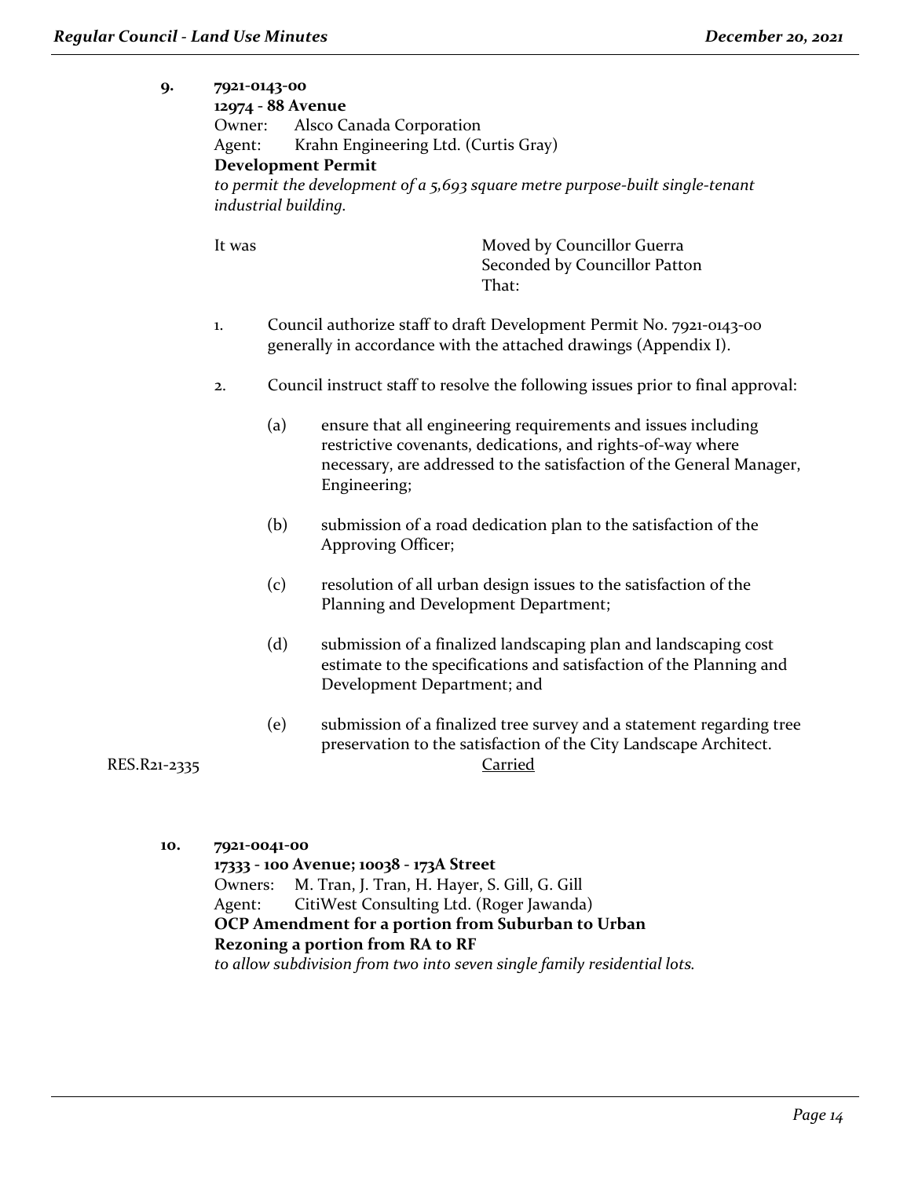**9. 7921-0143-00**
**12974 - 88 Avenue**
Owner: Alsco Canada Corporation
Agent: Krahn Engineering Ltd. (Curtis Gray)
**Development Permit**
*to permit the development of a 5,693 square metre purpose-built single-tenant industrial building.*

It was Moved by Councillor Guerra
Seconded by Councillor Patton
That:

1. Council authorize staff to draft Development Permit No. 7921-0143-00 generally in accordance with the attached drawings (Appendix I).

2. Council instruct staff to resolve the following issues prior to final approval:

   (a) ensure that all engineering requirements and issues including restrictive covenants, dedications, and rights-of-way where necessary, are addressed to the satisfaction of the General Manager, Engineering;

   (b) submission of a road dedication plan to the satisfaction of the Approving Officer;

   (c) resolution of all urban design issues to the satisfaction of the Planning and Development Department;

   (d) submission of a finalized landscaping plan and landscaping cost estimate to the specifications and satisfaction of the Planning and Development Department; and

   (e) submission of a finalized tree survey and a statement regarding tree preservation to the satisfaction of the City Landscape Architect.

RES.R21-2335 Carried

**10. 7921-0041-00**
**17333 - 100 Avenue; 10038 - 173A Street**
Owners: M. Tran, J. Tran, H. Hayer, S. Gill, G. Gill
Agent: CitiWest Consulting Ltd. (Roger Jawanda)
**OCP Amendment for a portion from Suburban to Urban**
**Rezoning a portion from RA to RF**
*to allow subdivision from two into seven single family residential lots.*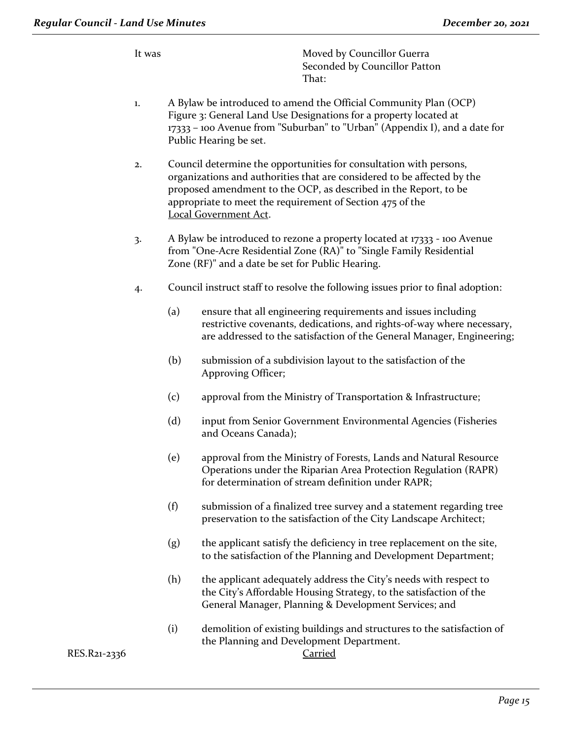It was Moved by Councillor Guerra
Seconded by Councillor Patton
That:

1. A Bylaw be introduced to amend the Official Community Plan (OCP) Figure 3: General Land Use Designations for a property located at 17333 – 100 Avenue from "Suburban" to "Urban" (Appendix I), and a date for Public Hearing be set.

2. Council determine the opportunities for consultation with persons, organizations and authorities that are considered to be affected by the proposed amendment to the OCP, as described in the Report, to be appropriate to meet the requirement of Section 475 of the Local Government Act.

3. A Bylaw be introduced to rezone a property located at 17333 - 100 Avenue from "One-Acre Residential Zone (RA)" to "Single Family Residential Zone (RF)" and a date be set for Public Hearing.

4. Council instruct staff to resolve the following issues prior to final adoption:

   (a) ensure that all engineering requirements and issues including restrictive covenants, dedications, and rights-of-way where necessary, are addressed to the satisfaction of the General Manager, Engineering;

   (b) submission of a subdivision layout to the satisfaction of the Approving Officer;

   (c) approval from the Ministry of Transportation & Infrastructure;

   (d) input from Senior Government Environmental Agencies (Fisheries and Oceans Canada);

   (e) approval from the Ministry of Forests, Lands and Natural Resource Operations under the Riparian Area Protection Regulation (RAPR) for determination of stream definition under RAPR;

   (f) submission of a finalized tree survey and a statement regarding tree preservation to the satisfaction of the City Landscape Architect;

   (g) the applicant satisfy the deficiency in tree replacement on the site, to the satisfaction of the Planning and Development Department;

   (h) the applicant adequately address the City's needs with respect to the City's Affordable Housing Strategy, to the satisfaction of the General Manager, Planning & Development Services; and

   (i) demolition of existing buildings and structures to the satisfaction of the Planning and Development Department.

RES.R21-2336 Carried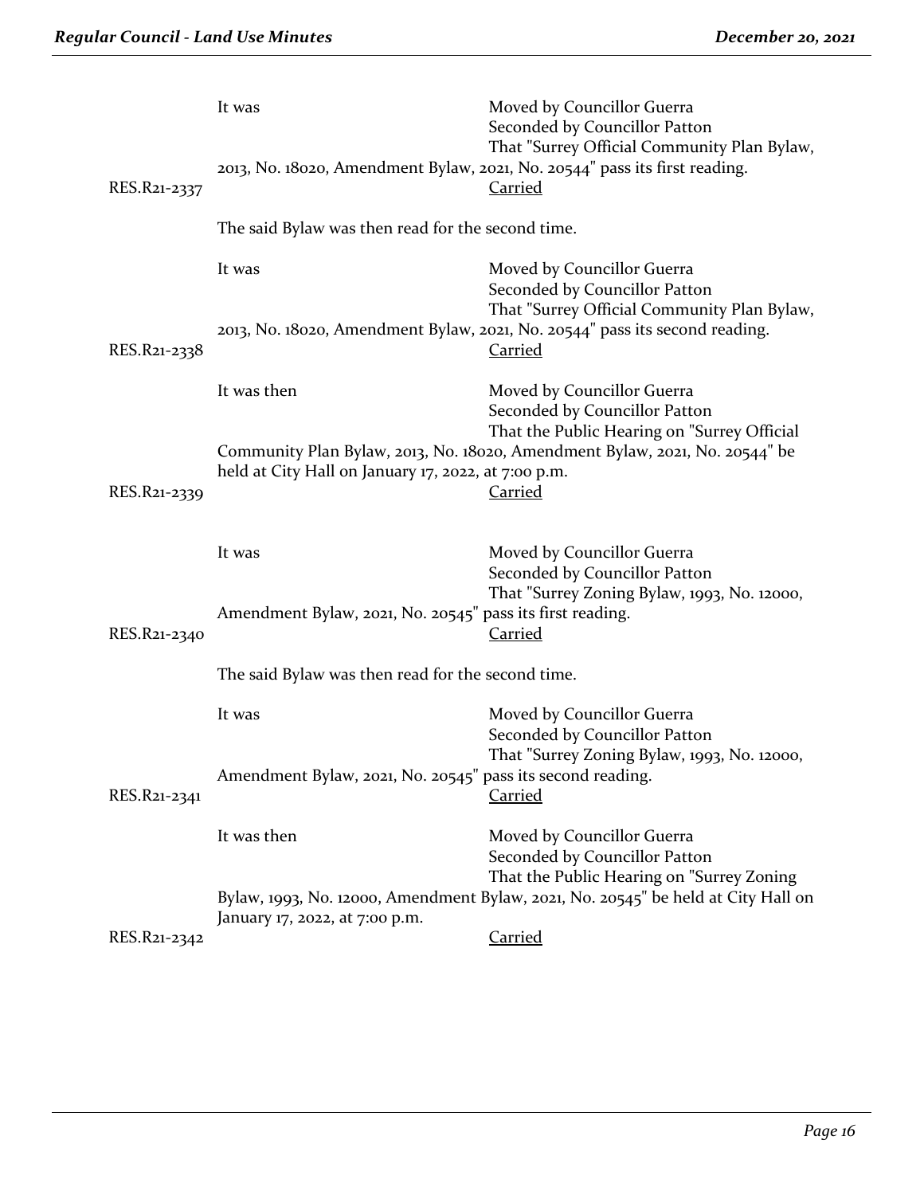It was Moved by Councillor Guerra
Seconded by Councillor Patton
That "Surrey Official Community Plan Bylaw, 2013, No. 18020, Amendment Bylaw, 2021, No. 20544" pass its first reading.

RES.R21-2337 Carried

The said Bylaw was then read for the second time.

It was Moved by Councillor Guerra
Seconded by Councillor Patton
That "Surrey Official Community Plan Bylaw, 2013, No. 18020, Amendment Bylaw, 2021, No. 20544" pass its second reading.

RES.R21-2338 Carried

It was then Moved by Councillor Guerra
Seconded by Councillor Patton
That the Public Hearing on "Surrey Official Community Plan Bylaw, 2013, No. 18020, Amendment Bylaw, 2021, No. 20544" be held at City Hall on January 17, 2022, at 7:00 p.m.

RES.R21-2339 Carried

It was Moved by Councillor Guerra
Seconded by Councillor Patton
That "Surrey Zoning Bylaw, 1993, No. 12000, Amendment Bylaw, 2021, No. 20545" pass its first reading.

RES.R21-2340 Carried

The said Bylaw was then read for the second time.

It was Moved by Councillor Guerra
Seconded by Councillor Patton
That "Surrey Zoning Bylaw, 1993, No. 12000, Amendment Bylaw, 2021, No. 20545" pass its second reading.

RES.R21-2341 Carried

It was then Moved by Councillor Guerra
Seconded by Councillor Patton
That the Public Hearing on "Surrey Zoning Bylaw, 1993, No. 12000, Amendment Bylaw, 2021, No. 20545" be held at City Hall on January 17, 2022, at 7:00 p.m.

RES.R21-2342 Carried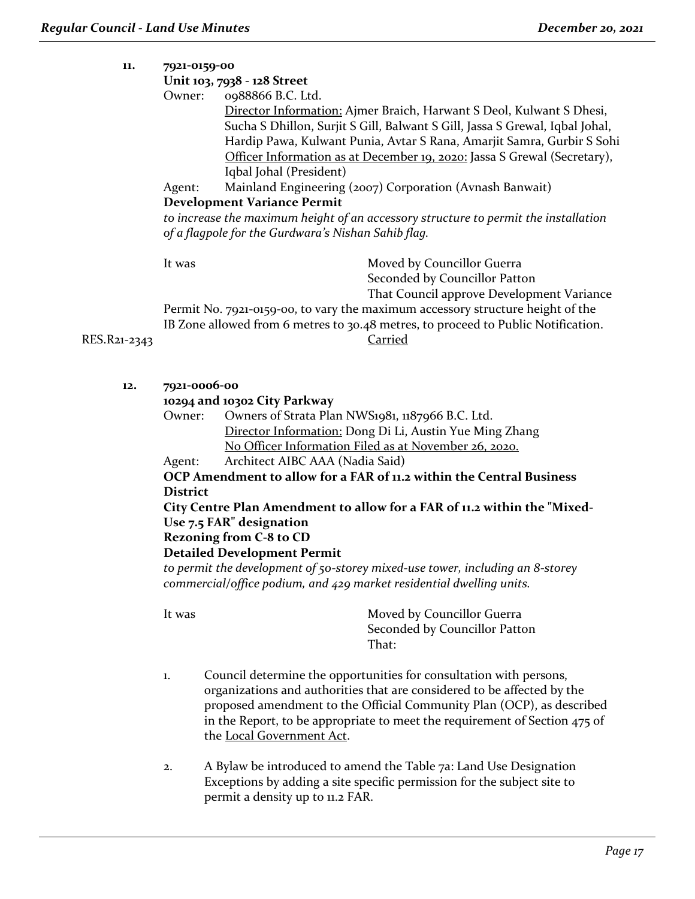**11. 7921-0159-00**

**Unit 103, 7938 - 128 Street**

Owner: 0988866 B.C. Ltd.

Director Information: Ajmer Braich, Harwant S Deol, Kulwant S Dhesi, Sucha S Dhillon, Surjit S Gill, Balwant S Gill, Jassa S Grewal, Iqbal Johal, Hardip Pawa, Kulwant Punia, Avtar S Rana, Amarjit Samra, Gurbir S Sohi

Officer Information as at December 19, 2020: Jassa S Grewal (Secretary), Iqbal Johal (President)

Agent: Mainland Engineering (2007) Corporation (Avnash Banwait)

**Development Variance Permit**

*to increase the maximum height of an accessory structure to permit the installation of a flagpole for the Gurdwara's Nishan Sahib flag.*

It was Moved by Councillor Guerra
Seconded by Councillor Patton
That Council approve Development Variance Permit No. 7921-0159-00, to vary the maximum accessory structure height of the IB Zone allowed from 6 metres to 30.48 metres, to proceed to Public Notification.

RES.R21-2343 Carried

**12. 7921-0006-00**

**10294 and 10302 City Parkway**

Owner: Owners of Strata Plan NWS1981, 1187966 B.C. Ltd.

Director Information: Dong Di Li, Austin Yue Ming Zhang

No Officer Information Filed as at November 26, 2020.

Agent: Architect AIBC AAA (Nadia Said)

**OCP Amendment to allow for a FAR of 11.2 within the Central Business District**

**City Centre Plan Amendment to allow for a FAR of 11.2 within the "Mixed-Use 7.5 FAR" designation**

**Rezoning from C-8 to CD**

**Detailed Development Permit**

*to permit the development of 50-storey mixed-use tower, including an 8-storey commercial/office podium, and 429 market residential dwelling units.*

It was Moved by Councillor Guerra
Seconded by Councillor Patton
That:

1. Council determine the opportunities for consultation with persons, organizations and authorities that are considered to be affected by the proposed amendment to the Official Community Plan (OCP), as described in the Report, to be appropriate to meet the requirement of Section 475 of the Local Government Act.

2. A Bylaw be introduced to amend the Table 7a: Land Use Designation Exceptions by adding a site specific permission for the subject site to permit a density up to 11.2 FAR.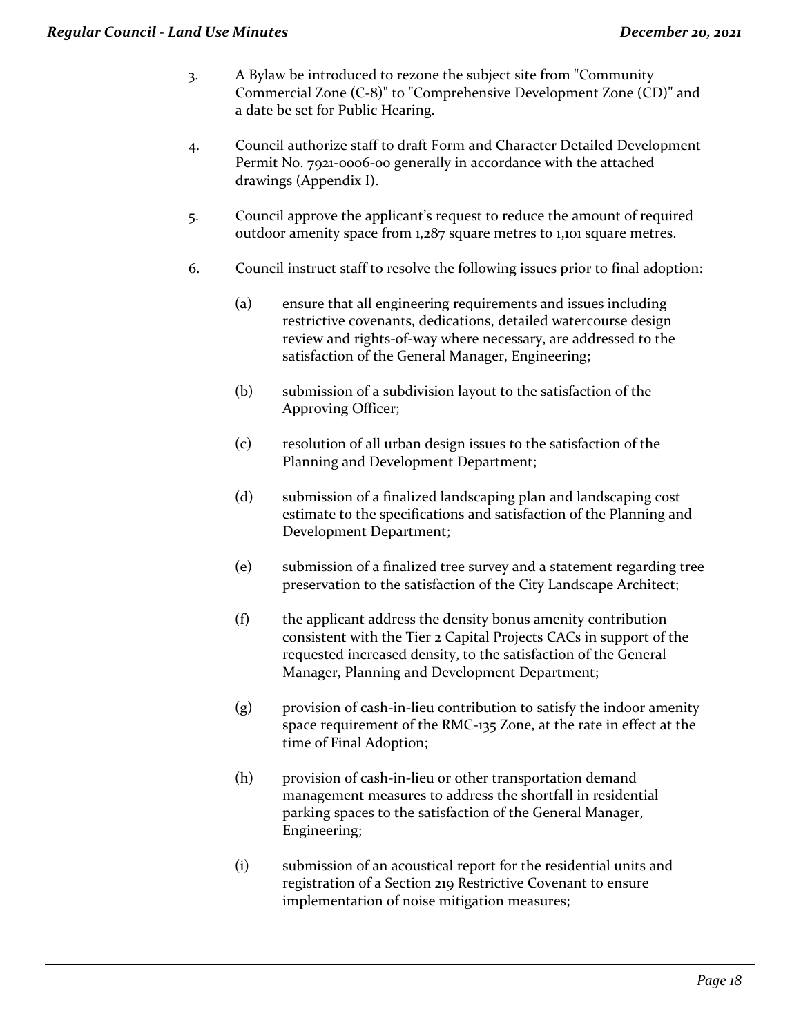3. A Bylaw be introduced to rezone the subject site from "Community Commercial Zone (C-8)" to "Comprehensive Development Zone (CD)" and a date be set for Public Hearing.

4. Council authorize staff to draft Form and Character Detailed Development Permit No. 7921-0006-00 generally in accordance with the attached drawings (Appendix I).

5. Council approve the applicant's request to reduce the amount of required outdoor amenity space from 1,287 square metres to 1,101 square metres.

6. Council instruct staff to resolve the following issues prior to final adoption:

   (a) ensure that all engineering requirements and issues including restrictive covenants, dedications, detailed watercourse design review and rights-of-way where necessary, are addressed to the satisfaction of the General Manager, Engineering;

   (b) submission of a subdivision layout to the satisfaction of the Approving Officer;

   (c) resolution of all urban design issues to the satisfaction of the Planning and Development Department;

   (d) submission of a finalized landscaping plan and landscaping cost estimate to the specifications and satisfaction of the Planning and Development Department;

   (e) submission of a finalized tree survey and a statement regarding tree preservation to the satisfaction of the City Landscape Architect;

   (f) the applicant address the density bonus amenity contribution consistent with the Tier 2 Capital Projects CACs in support of the requested increased density, to the satisfaction of the General Manager, Planning and Development Department;

   (g) provision of cash-in-lieu contribution to satisfy the indoor amenity space requirement of the RMC-135 Zone, at the rate in effect at the time of Final Adoption;

   (h) provision of cash-in-lieu or other transportation demand management measures to address the shortfall in residential parking spaces to the satisfaction of the General Manager, Engineering;

   (i) submission of an acoustical report for the residential units and registration of a Section 219 Restrictive Covenant to ensure implementation of noise mitigation measures;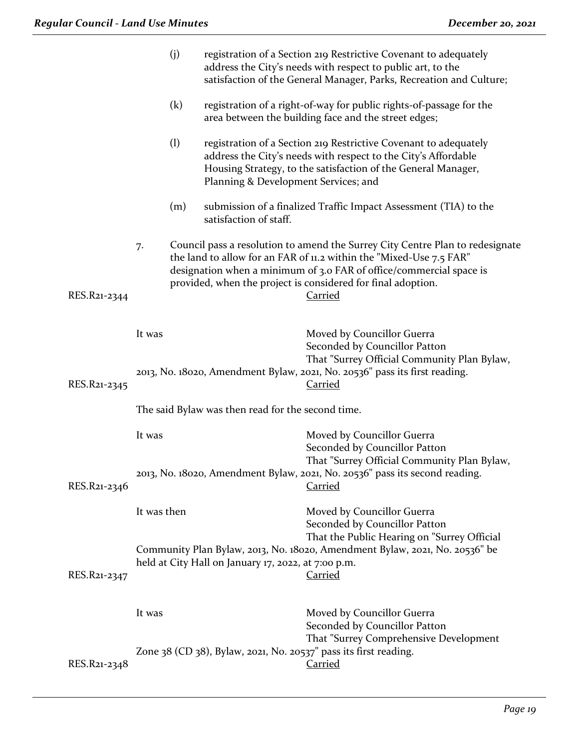(j) registration of a Section 219 Restrictive Covenant to adequately address the City's needs with respect to public art, to the satisfaction of the General Manager, Parks, Recreation and Culture;

(k) registration of a right-of-way for public rights-of-passage for the area between the building face and the street edges;

(l) registration of a Section 219 Restrictive Covenant to adequately address the City's needs with respect to the City's Affordable Housing Strategy, to the satisfaction of the General Manager, Planning & Development Services; and

(m) submission of a finalized Traffic Impact Assessment (TIA) to the satisfaction of staff.

7. Council pass a resolution to amend the Surrey City Centre Plan to redesignate the land to allow for an FAR of 11.2 within the "Mixed-Use 7.5 FAR" designation when a minimum of 3.0 FAR of office/commercial space is provided, when the project is considered for final adoption.

RES.R21-2344 Carried

It was Moved by Councillor Guerra
Seconded by Councillor Patton
That "Surrey Official Community Plan Bylaw, 2013, No. 18020, Amendment Bylaw, 2021, No. 20536" pass its first reading.

RES.R21-2345 Carried

The said Bylaw was then read for the second time.

It was Moved by Councillor Guerra
Seconded by Councillor Patton
That "Surrey Official Community Plan Bylaw, 2013, No. 18020, Amendment Bylaw, 2021, No. 20536" pass its second reading.

RES.R21-2346 Carried

It was then Moved by Councillor Guerra
Seconded by Councillor Patton
That the Public Hearing on "Surrey Official Community Plan Bylaw, 2013, No. 18020, Amendment Bylaw, 2021, No. 20536" be held at City Hall on January 17, 2022, at 7:00 p.m.

RES.R21-2347 Carried

It was Moved by Councillor Guerra
Seconded by Councillor Patton
That "Surrey Comprehensive Development Zone 38 (CD 38), Bylaw, 2021, No. 20537" pass its first reading.

RES.R21-2348 Carried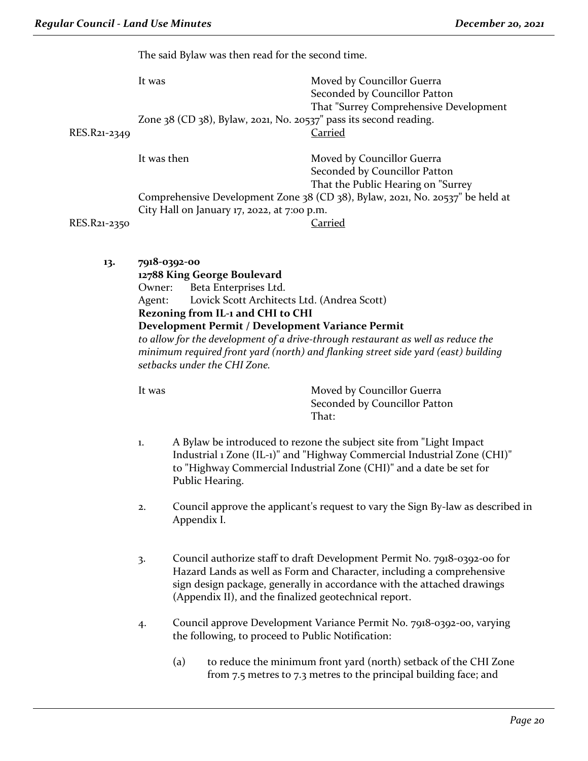The said Bylaw was then read for the second time.

It was Moved by Councillor Guerra
Seconded by Councillor Patton
That "Surrey Comprehensive Development Zone 38 (CD 38), Bylaw, 2021, No. 20537" pass its second reading.

RES.R21-2349 Carried

It was then Moved by Councillor Guerra
Seconded by Councillor Patton
That the Public Hearing on "Surrey Comprehensive Development Zone 38 (CD 38), Bylaw, 2021, No. 20537" be held at City Hall on January 17, 2022, at 7:00 p.m.

RES.R21-2350 Carried

**13. 7918-0392-00**
**12788 King George Boulevard**
Owner: Beta Enterprises Ltd.
Agent: Lovick Scott Architects Ltd. (Andrea Scott)
**Rezoning from IL-1 and CHI to CHI**
**Development Permit / Development Variance Permit**
*to allow for the development of a drive-through restaurant as well as reduce the minimum required front yard (north) and flanking street side yard (east) building setbacks under the CHI Zone.*

It was Moved by Councillor Guerra
Seconded by Councillor Patton
That:

1. A Bylaw be introduced to rezone the subject site from "Light Impact Industrial 1 Zone (IL-1)" and "Highway Commercial Industrial Zone (CHI)" to "Highway Commercial Industrial Zone (CHI)" and a date be set for Public Hearing.

2. Council approve the applicant's request to vary the Sign By-law as described in Appendix I.

3. Council authorize staff to draft Development Permit No. 7918-0392-00 for Hazard Lands as well as Form and Character, including a comprehensive sign design package, generally in accordance with the attached drawings (Appendix II), and the finalized geotechnical report.

4. Council approve Development Variance Permit No. 7918-0392-00, varying the following, to proceed to Public Notification:

   (a) to reduce the minimum front yard (north) setback of the CHI Zone from 7.5 metres to 7.3 metres to the principal building face; and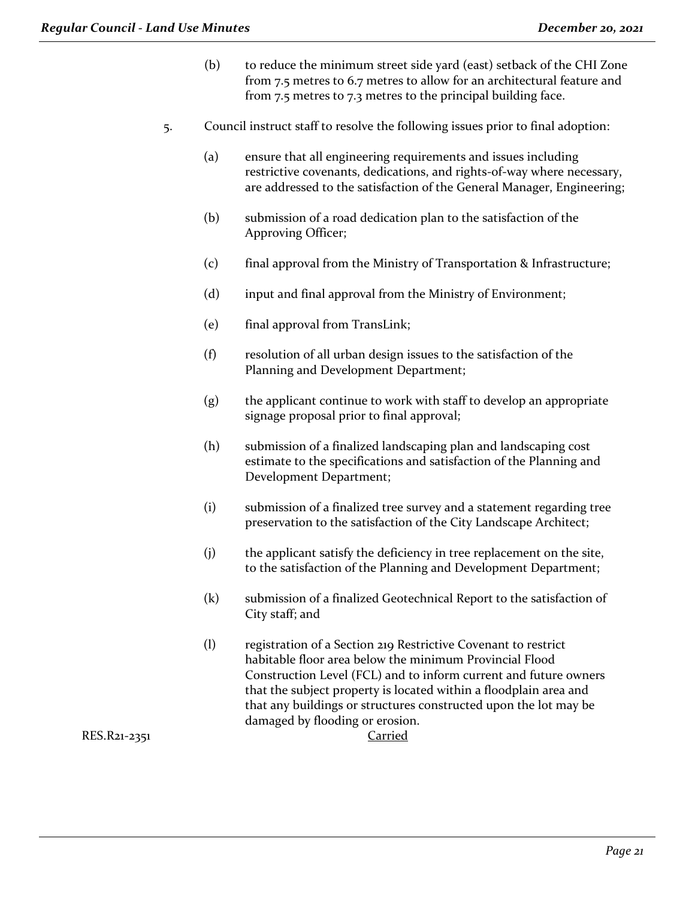(b) to reduce the minimum street side yard (east) setback of the CHI Zone from 7.5 metres to 6.7 metres to allow for an architectural feature and from 7.5 metres to 7.3 metres to the principal building face.

5. Council instruct staff to resolve the following issues prior to final adoption:

   (a) ensure that all engineering requirements and issues including restrictive covenants, dedications, and rights-of-way where necessary, are addressed to the satisfaction of the General Manager, Engineering;

   (b) submission of a road dedication plan to the satisfaction of the Approving Officer;

   (c) final approval from the Ministry of Transportation & Infrastructure;

   (d) input and final approval from the Ministry of Environment;

   (e) final approval from TransLink;

   (f) resolution of all urban design issues to the satisfaction of the Planning and Development Department;

   (g) the applicant continue to work with staff to develop an appropriate signage proposal prior to final approval;

   (h) submission of a finalized landscaping plan and landscaping cost estimate to the specifications and satisfaction of the Planning and Development Department;

   (i) submission of a finalized tree survey and a statement regarding tree preservation to the satisfaction of the City Landscape Architect;

   (j) the applicant satisfy the deficiency in tree replacement on the site, to the satisfaction of the Planning and Development Department;

   (k) submission of a finalized Geotechnical Report to the satisfaction of City staff; and

   (l) registration of a Section 219 Restrictive Covenant to restrict habitable floor area below the minimum Provincial Flood Construction Level (FCL) and to inform current and future owners that the subject property is located within a floodplain area and that any buildings or structures constructed upon the lot may be damaged by flooding or erosion.

RES.R21-2351 Carried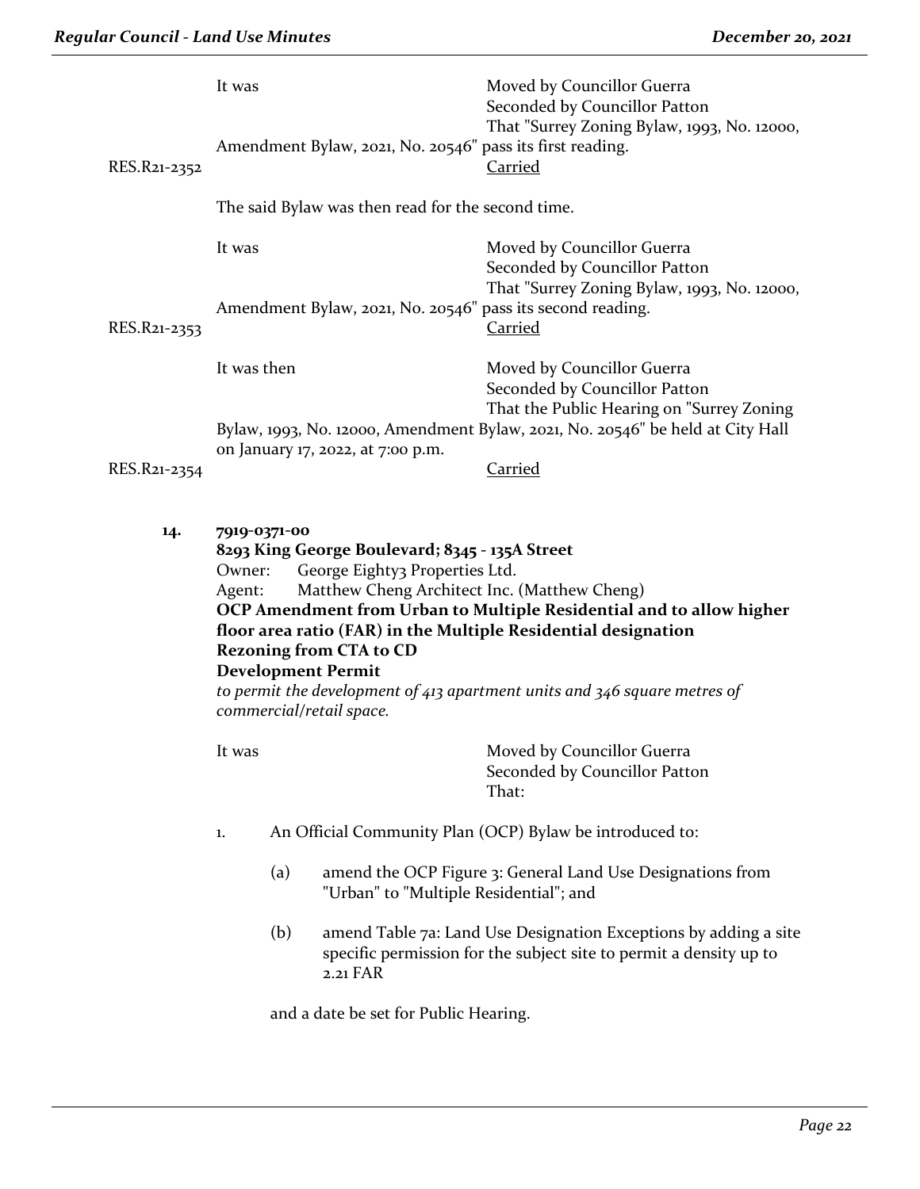It was Moved by Councillor Guerra
Seconded by Councillor Patton
That "Surrey Zoning Bylaw, 1993, No. 12000, Amendment Bylaw, 2021, No. 20546" pass its first reading.

RES.R21-2352 Carried

The said Bylaw was then read for the second time.

It was Moved by Councillor Guerra
Seconded by Councillor Patton
That "Surrey Zoning Bylaw, 1993, No. 12000, Amendment Bylaw, 2021, No. 20546" pass its second reading.

RES.R21-2353 Carried

It was then Moved by Councillor Guerra
Seconded by Councillor Patton
That the Public Hearing on "Surrey Zoning Bylaw, 1993, No. 12000, Amendment Bylaw, 2021, No. 20546" be held at City Hall on January 17, 2022, at 7:00 p.m.

RES.R21-2354 Carried

**14. 7919-0371-00**
**8293 King George Boulevard; 8345 - 135A Street**
Owner: George Eighty3 Properties Ltd.
Agent: Matthew Cheng Architect Inc. (Matthew Cheng)
**OCP Amendment from Urban to Multiple Residential and to allow higher floor area ratio (FAR) in the Multiple Residential designation**
**Rezoning from CTA to CD**
**Development Permit**
*to permit the development of 413 apartment units and 346 square metres of commercial/retail space.*

It was Moved by Councillor Guerra
Seconded by Councillor Patton
That:

1. An Official Community Plan (OCP) Bylaw be introduced to:

   (a) amend the OCP Figure 3: General Land Use Designations from "Urban" to "Multiple Residential"; and

   (b) amend Table 7a: Land Use Designation Exceptions by adding a site specific permission for the subject site to permit a density up to 2.21 FAR

   and a date be set for Public Hearing.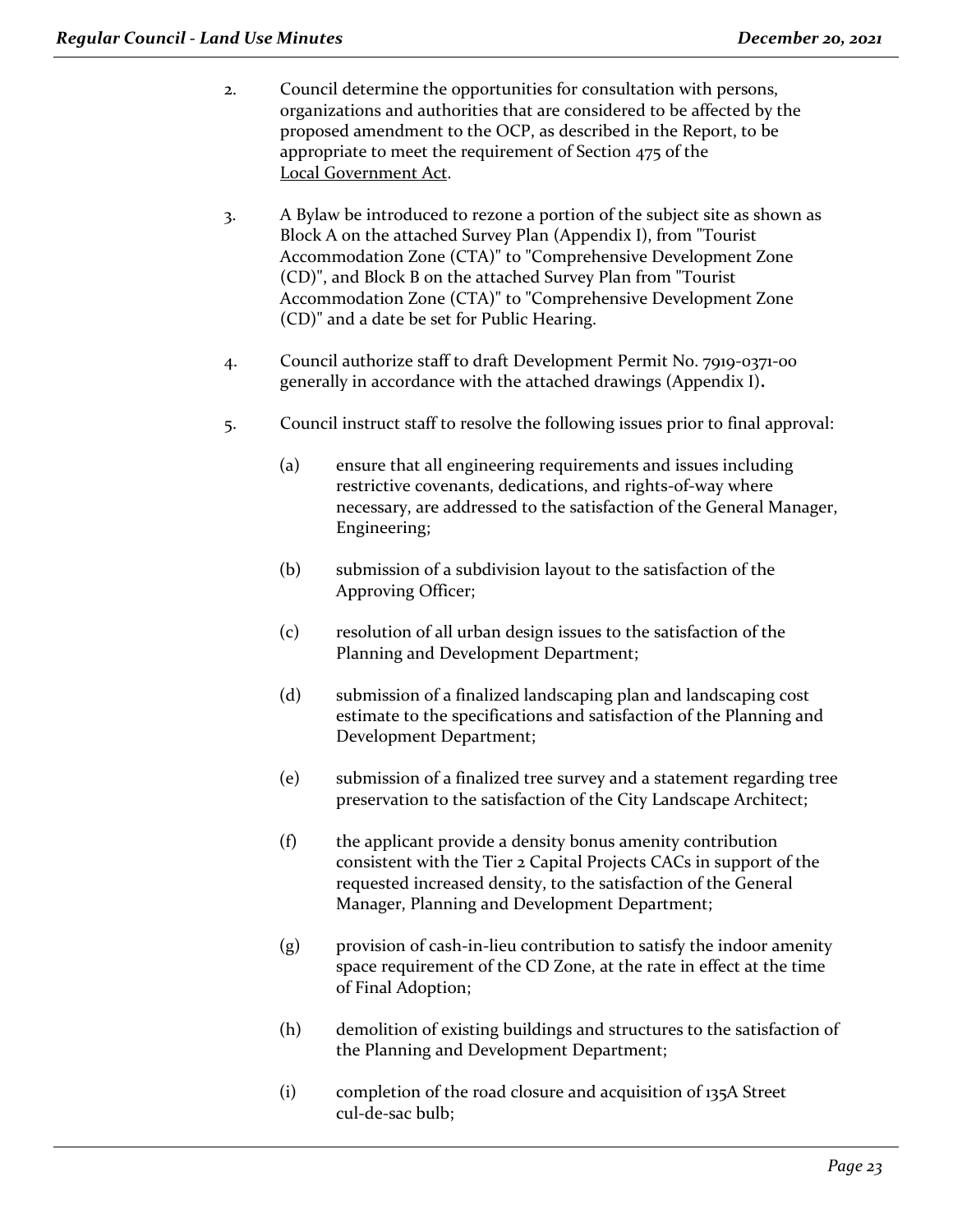2. Council determine the opportunities for consultation with persons, organizations and authorities that are considered to be affected by the proposed amendment to the OCP, as described in the Report, to be appropriate to meet the requirement of Section 475 of the Local Government Act.

3. A Bylaw be introduced to rezone a portion of the subject site as shown as Block A on the attached Survey Plan (Appendix I), from "Tourist Accommodation Zone (CTA)" to "Comprehensive Development Zone (CD)", and Block B on the attached Survey Plan from "Tourist Accommodation Zone (CTA)" to "Comprehensive Development Zone (CD)" and a date be set for Public Hearing.

4. Council authorize staff to draft Development Permit No. 7919-0371-00 generally in accordance with the attached drawings (Appendix I).

5. Council instruct staff to resolve the following issues prior to final approval:

   (a) ensure that all engineering requirements and issues including restrictive covenants, dedications, and rights-of-way where necessary, are addressed to the satisfaction of the General Manager, Engineering;

   (b) submission of a subdivision layout to the satisfaction of the Approving Officer;

   (c) resolution of all urban design issues to the satisfaction of the Planning and Development Department;

   (d) submission of a finalized landscaping plan and landscaping cost estimate to the specifications and satisfaction of the Planning and Development Department;

   (e) submission of a finalized tree survey and a statement regarding tree preservation to the satisfaction of the City Landscape Architect;

   (f) the applicant provide a density bonus amenity contribution consistent with the Tier 2 Capital Projects CACs in support of the requested increased density, to the satisfaction of the General Manager, Planning and Development Department;

   (g) provision of cash-in-lieu contribution to satisfy the indoor amenity space requirement of the CD Zone, at the rate in effect at the time of Final Adoption;

   (h) demolition of existing buildings and structures to the satisfaction of the Planning and Development Department;

   (i) completion of the road closure and acquisition of 135A Street cul-de-sac bulb;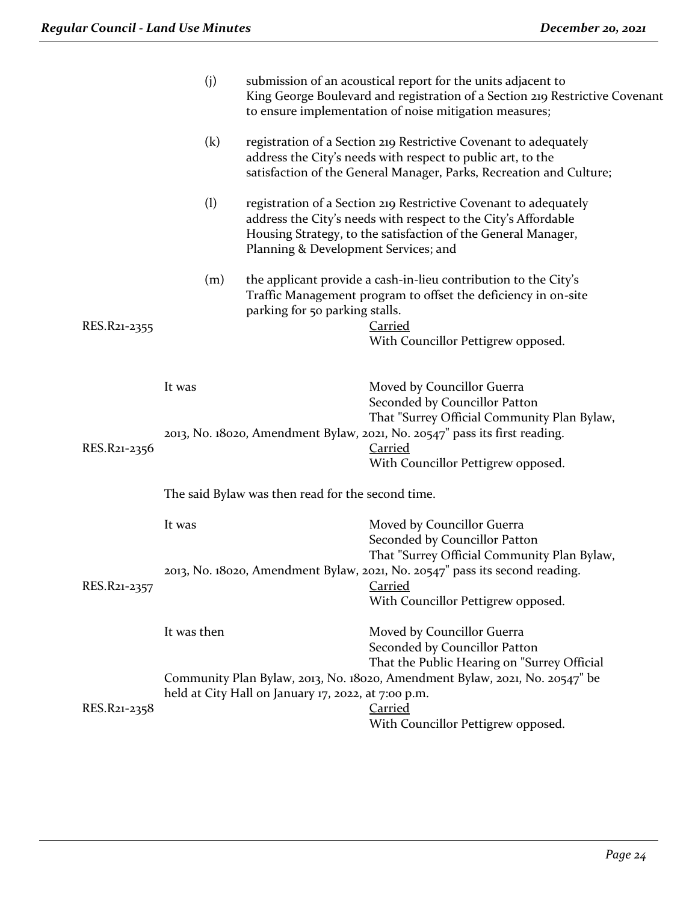(j) submission of an acoustical report for the units adjacent to King George Boulevard and registration of a Section 219 Restrictive Covenant to ensure implementation of noise mitigation measures;

(k) registration of a Section 219 Restrictive Covenant to adequately address the City's needs with respect to public art, to the satisfaction of the General Manager, Parks, Recreation and Culture;

(l) registration of a Section 219 Restrictive Covenant to adequately address the City's needs with respect to the City's Affordable Housing Strategy, to the satisfaction of the General Manager, Planning & Development Services; and

(m) the applicant provide a cash-in-lieu contribution to the City's Traffic Management program to offset the deficiency in on-site parking for 50 parking stalls.

RES.R21-2355

Carried
With Councillor Pettigrew opposed.

It was

Moved by Councillor Guerra
Seconded by Councillor Patton
That "Surrey Official Community Plan Bylaw, 2013, No. 18020, Amendment Bylaw, 2021, No. 20547" pass its first reading.

RES.R21-2356

Carried
With Councillor Pettigrew opposed.

The said Bylaw was then read for the second time.

It was

Moved by Councillor Guerra
Seconded by Councillor Patton
That "Surrey Official Community Plan Bylaw, 2013, No. 18020, Amendment Bylaw, 2021, No. 20547" pass its second reading.

RES.R21-2357

Carried
With Councillor Pettigrew opposed.

It was then

Moved by Councillor Guerra
Seconded by Councillor Patton
That the Public Hearing on "Surrey Official Community Plan Bylaw, 2013, No. 18020, Amendment Bylaw, 2021, No. 20547" be held at City Hall on January 17, 2022, at 7:00 p.m.

RES.R21-2358

Carried
With Councillor Pettigrew opposed.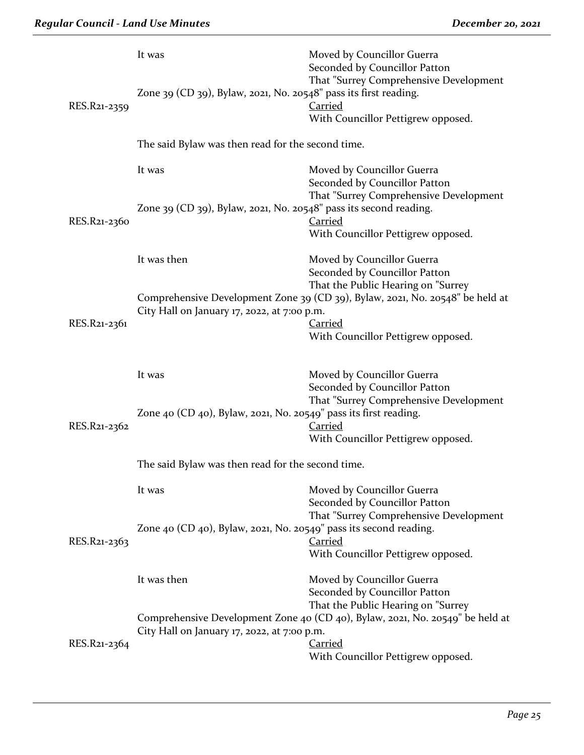It was

Moved by Councillor Guerra
Seconded by Councillor Patton
That "Surrey Comprehensive Development Zone 39 (CD 39), Bylaw, 2021, No. 20548" pass its first reading.

RES.R21-2359

Carried
With Councillor Pettigrew opposed.

The said Bylaw was then read for the second time.

It was

Moved by Councillor Guerra
Seconded by Councillor Patton
That "Surrey Comprehensive Development Zone 39 (CD 39), Bylaw, 2021, No. 20548" pass its second reading.

RES.R21-2360

Carried
With Councillor Pettigrew opposed.

It was then

Moved by Councillor Guerra
Seconded by Councillor Patton
That the Public Hearing on "Surrey Comprehensive Development Zone 39 (CD 39), Bylaw, 2021, No. 20548" be held at City Hall on January 17, 2022, at 7:00 p.m.

RES.R21-2361

Carried
With Councillor Pettigrew opposed.

It was

Moved by Councillor Guerra
Seconded by Councillor Patton
That "Surrey Comprehensive Development Zone 40 (CD 40), Bylaw, 2021, No. 20549" pass its first reading.

RES.R21-2362

Carried
With Councillor Pettigrew opposed.

The said Bylaw was then read for the second time.

It was

Moved by Councillor Guerra
Seconded by Councillor Patton
That "Surrey Comprehensive Development Zone 40 (CD 40), Bylaw, 2021, No. 20549" pass its second reading.

RES.R21-2363

Carried
With Councillor Pettigrew opposed.

It was then

Moved by Councillor Guerra
Seconded by Councillor Patton
That the Public Hearing on "Surrey Comprehensive Development Zone 40 (CD 40), Bylaw, 2021, No. 20549" be held at City Hall on January 17, 2022, at 7:00 p.m.

RES.R21-2364

Carried
With Councillor Pettigrew opposed.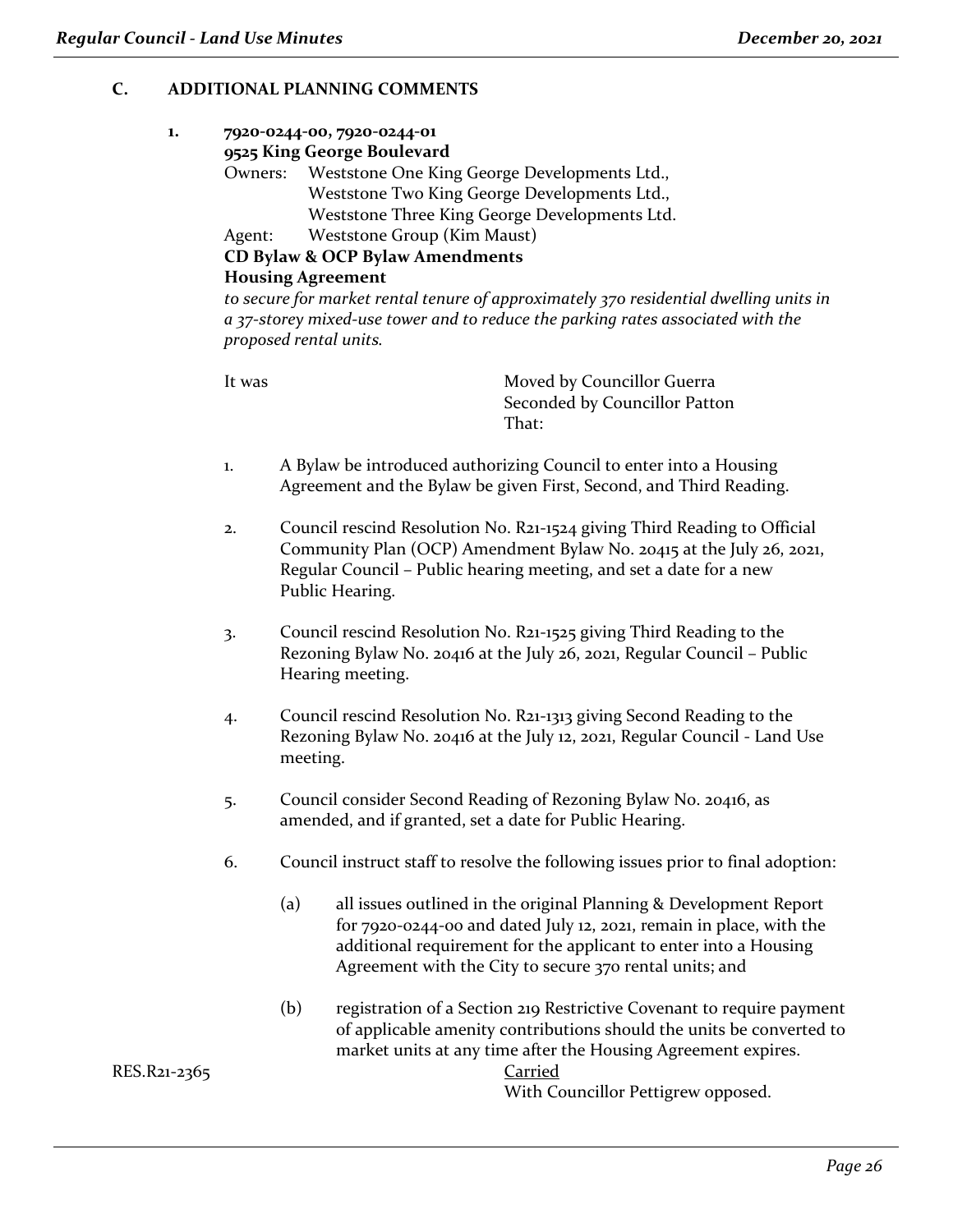## C. ADDITIONAL PLANNING COMMENTS

**1. 7920-0244-00, 7920-0244-01**
**9525 King George Boulevard**
Owners: Weststone One King George Developments Ltd.,
Weststone Two King George Developments Ltd.,
Weststone Three King George Developments Ltd.
Agent: Weststone Group (Kim Maust)
**CD Bylaw & OCP Bylaw Amendments**
**Housing Agreement**
*to secure for market rental tenure of approximately 370 residential dwelling units in a 37-storey mixed-use tower and to reduce the parking rates associated with the proposed rental units.*

It was Moved by Councillor Guerra
Seconded by Councillor Patton
That:

1. A Bylaw be introduced authorizing Council to enter into a Housing Agreement and the Bylaw be given First, Second, and Third Reading.

2. Council rescind Resolution No. R21-1524 giving Third Reading to Official Community Plan (OCP) Amendment Bylaw No. 20415 at the July 26, 2021, Regular Council – Public hearing meeting, and set a date for a new Public Hearing.

3. Council rescind Resolution No. R21-1525 giving Third Reading to the Rezoning Bylaw No. 20416 at the July 26, 2021, Regular Council – Public Hearing meeting.

4. Council rescind Resolution No. R21-1313 giving Second Reading to the Rezoning Bylaw No. 20416 at the July 12, 2021, Regular Council - Land Use meeting.

5. Council consider Second Reading of Rezoning Bylaw No. 20416, as amended, and if granted, set a date for Public Hearing.

6. Council instruct staff to resolve the following issues prior to final adoption:

   (a) all issues outlined in the original Planning & Development Report for 7920-0244-00 and dated July 12, 2021, remain in place, with the additional requirement for the applicant to enter into a Housing Agreement with the City to secure 370 rental units; and

   (b) registration of a Section 219 Restrictive Covenant to require payment of applicable amenity contributions should the units be converted to market units at any time after the Housing Agreement expires.

RES.R21-2365 Carried
With Councillor Pettigrew opposed.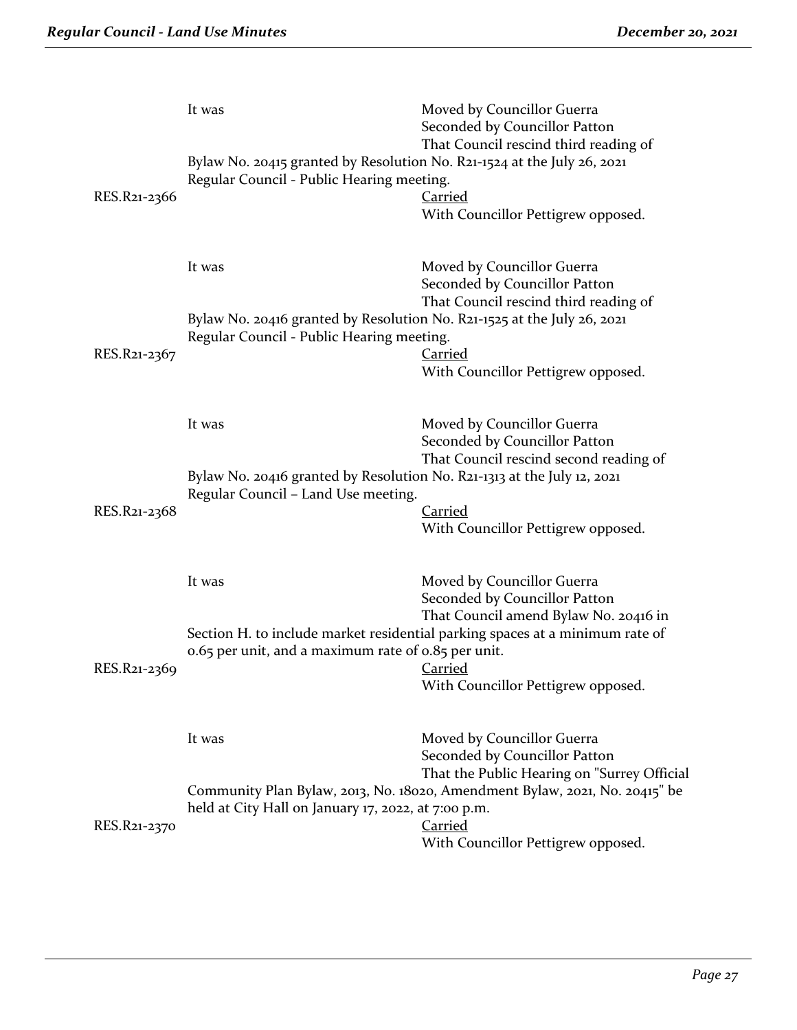It was Moved by Councillor Guerra
Seconded by Councillor Patton
That Council rescind third reading of Bylaw No. 20415 granted by Resolution No. R21-1524 at the July 26, 2021 Regular Council - Public Hearing meeting.

RES.R21-2366 Carried
With Councillor Pettigrew opposed.

It was Moved by Councillor Guerra
Seconded by Councillor Patton
That Council rescind third reading of Bylaw No. 20416 granted by Resolution No. R21-1525 at the July 26, 2021 Regular Council - Public Hearing meeting.

RES.R21-2367 Carried
With Councillor Pettigrew opposed.

It was Moved by Councillor Guerra
Seconded by Councillor Patton
That Council rescind second reading of Bylaw No. 20416 granted by Resolution No. R21-1313 at the July 12, 2021 Regular Council – Land Use meeting.

RES.R21-2368 Carried
With Councillor Pettigrew opposed.

It was Moved by Councillor Guerra
Seconded by Councillor Patton
That Council amend Bylaw No. 20416 in Section H. to include market residential parking spaces at a minimum rate of 0.65 per unit, and a maximum rate of 0.85 per unit.

RES.R21-2369 Carried
With Councillor Pettigrew opposed.

It was Moved by Councillor Guerra
Seconded by Councillor Patton
That the Public Hearing on "Surrey Official Community Plan Bylaw, 2013, No. 18020, Amendment Bylaw, 2021, No. 20415" be held at City Hall on January 17, 2022, at 7:00 p.m.

RES.R21-2370 Carried
With Councillor Pettigrew opposed.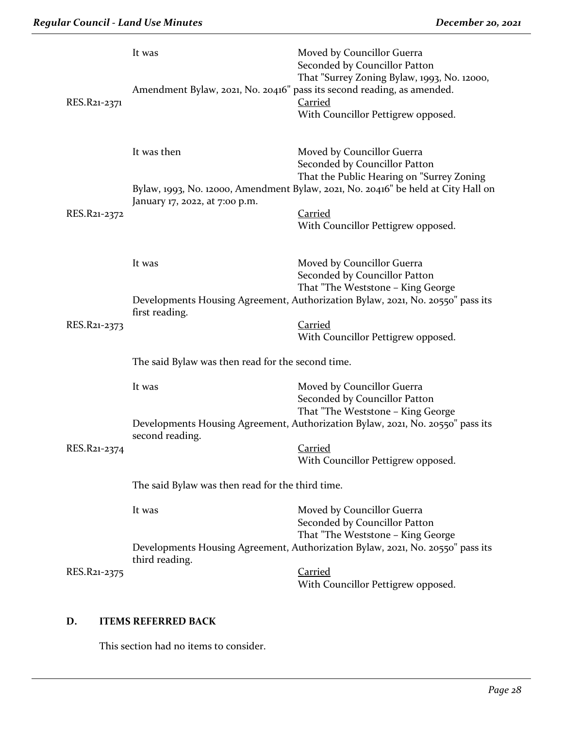It was Moved by Councillor Guerra
Seconded by Councillor Patton
That "Surrey Zoning Bylaw, 1993, No. 12000, Amendment Bylaw, 2021, No. 20416" pass its second reading, as amended.

RES.R21-2371 Carried
With Councillor Pettigrew opposed.

It was then Moved by Councillor Guerra
Seconded by Councillor Patton
That the Public Hearing on "Surrey Zoning Bylaw, 1993, No. 12000, Amendment Bylaw, 2021, No. 20416" be held at City Hall on January 17, 2022, at 7:00 p.m.

RES.R21-2372 Carried
With Councillor Pettigrew opposed.

It was Moved by Councillor Guerra
Seconded by Councillor Patton
That "The Weststone – King George Developments Housing Agreement, Authorization Bylaw, 2021, No. 20550" pass its first reading.

RES.R21-2373 Carried
With Councillor Pettigrew opposed.

The said Bylaw was then read for the second time.

It was Moved by Councillor Guerra
Seconded by Councillor Patton
That "The Weststone – King George Developments Housing Agreement, Authorization Bylaw, 2021, No. 20550" pass its second reading.

RES.R21-2374 Carried
With Councillor Pettigrew opposed.

The said Bylaw was then read for the third time.

It was Moved by Councillor Guerra
Seconded by Councillor Patton
That "The Weststone – King George Developments Housing Agreement, Authorization Bylaw, 2021, No. 20550" pass its third reading.

RES.R21-2375 Carried
With Councillor Pettigrew opposed.

## D. ITEMS REFERRED BACK

This section had no items to consider.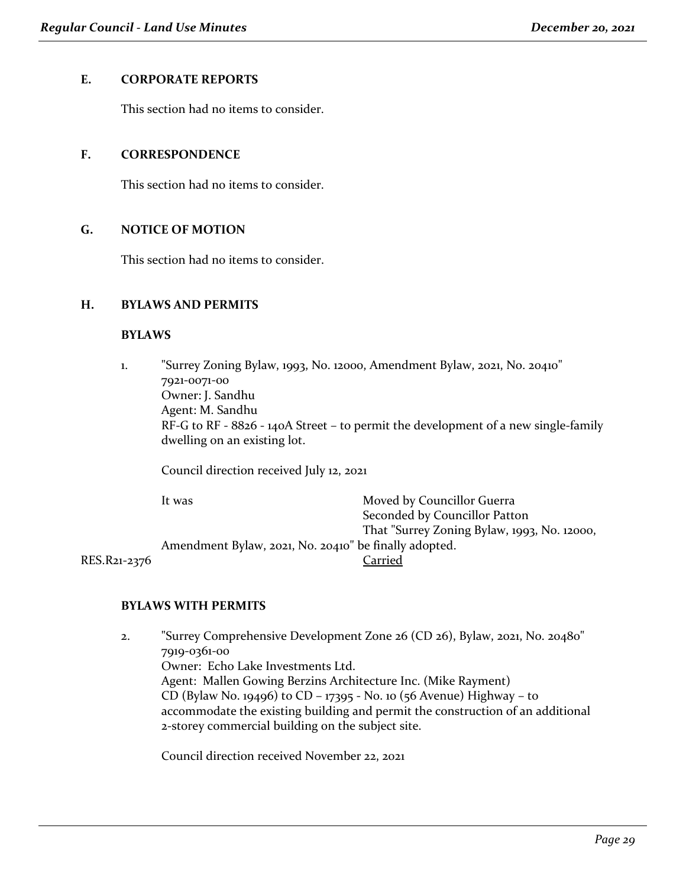## E. CORPORATE REPORTS

This section had no items to consider.

## F. CORRESPONDENCE

This section had no items to consider.

## G. NOTICE OF MOTION

This section had no items to consider.

## H. BYLAWS AND PERMITS

### BYLAWS

1. "Surrey Zoning Bylaw, 1993, No. 12000, Amendment Bylaw, 2021, No. 20410"
   7921-0071-00
   Owner: J. Sandhu
   Agent: M. Sandhu
   RF-G to RF - 8826 - 140A Street – to permit the development of a new single-family dwelling on an existing lot.

   Council direction received July 12, 2021

   It was Moved by Councillor Guerra
   Seconded by Councillor Patton
   That "Surrey Zoning Bylaw, 1993, No. 12000, Amendment Bylaw, 2021, No. 20410" be finally adopted.

RES.R21-2376 Carried

### BYLAWS WITH PERMITS

2. "Surrey Comprehensive Development Zone 26 (CD 26), Bylaw, 2021, No. 20480"
   7919-0361-00
   Owner: Echo Lake Investments Ltd.
   Agent: Mallen Gowing Berzins Architecture Inc. (Mike Rayment)
   CD (Bylaw No. 19496) to CD – 17395 - No. 10 (56 Avenue) Highway – to accommodate the existing building and permit the construction of an additional 2-storey commercial building on the subject site.

   Council direction received November 22, 2021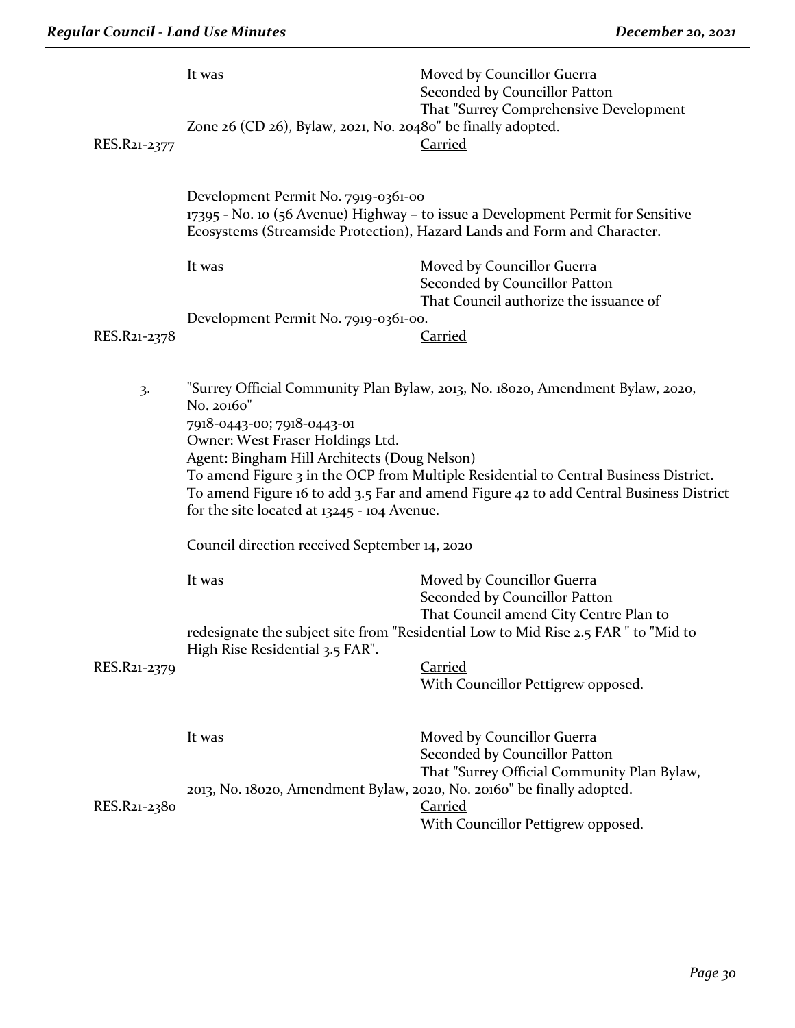It was Moved by Councillor Guerra
Seconded by Councillor Patton
That "Surrey Comprehensive Development Zone 26 (CD 26), Bylaw, 2021, No. 20480" be finally adopted.

RES.R21-2377 Carried

Development Permit No. 7919-0361-00
17395 - No. 10 (56 Avenue) Highway – to issue a Development Permit for Sensitive Ecosystems (Streamside Protection), Hazard Lands and Form and Character.

It was Moved by Councillor Guerra
Seconded by Councillor Patton
That Council authorize the issuance of Development Permit No. 7919-0361-00.

RES.R21-2378 Carried

3. "Surrey Official Community Plan Bylaw, 2013, No. 18020, Amendment Bylaw, 2020, No. 20160"
7918-0443-00; 7918-0443-01
Owner: West Fraser Holdings Ltd.
Agent: Bingham Hill Architects (Doug Nelson)
To amend Figure 3 in the OCP from Multiple Residential to Central Business District. To amend Figure 16 to add 3.5 Far and amend Figure 42 to add Central Business District for the site located at 13245 - 104 Avenue.

Council direction received September 14, 2020

It was Moved by Councillor Guerra
Seconded by Councillor Patton
That Council amend City Centre Plan to redesignate the subject site from "Residential Low to Mid Rise 2.5 FAR " to "Mid to High Rise Residential 3.5 FAR".

RES.R21-2379 Carried
With Councillor Pettigrew opposed.

It was Moved by Councillor Guerra
Seconded by Councillor Patton
That "Surrey Official Community Plan Bylaw, 2013, No. 18020, Amendment Bylaw, 2020, No. 20160" be finally adopted.

RES.R21-2380 Carried
With Councillor Pettigrew opposed.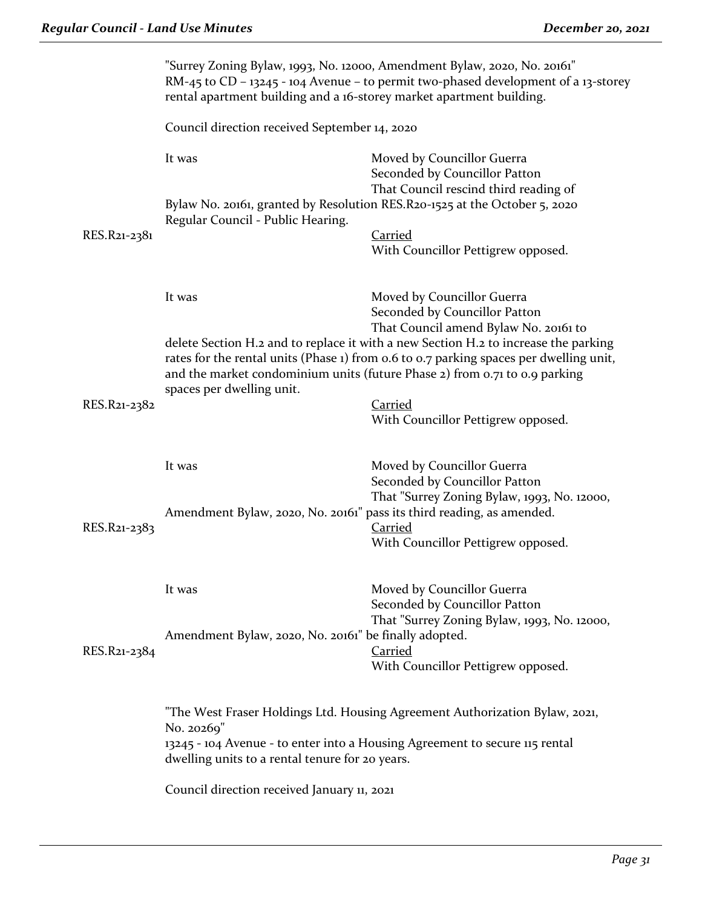"Surrey Zoning Bylaw, 1993, No. 12000, Amendment Bylaw, 2020, No. 20161"
RM-45 to CD – 13245 - 104 Avenue – to permit two-phased development of a 13-storey rental apartment building and a 16-storey market apartment building.

Council direction received September 14, 2020

It was Moved by Councillor Guerra
Seconded by Councillor Patton
That Council rescind third reading of Bylaw No. 20161, granted by Resolution RES.R20-1525 at the October 5, 2020 Regular Council - Public Hearing.

RES.R21-2381 Carried
With Councillor Pettigrew opposed.

It was Moved by Councillor Guerra
Seconded by Councillor Patton
That Council amend Bylaw No. 20161 to delete Section H.2 and to replace it with a new Section H.2 to increase the parking rates for the rental units (Phase 1) from 0.6 to 0.7 parking spaces per dwelling unit, and the market condominium units (future Phase 2) from 0.71 to 0.9 parking spaces per dwelling unit.

RES.R21-2382 Carried
With Councillor Pettigrew opposed.

It was Moved by Councillor Guerra
Seconded by Councillor Patton
That "Surrey Zoning Bylaw, 1993, No. 12000, Amendment Bylaw, 2020, No. 20161" pass its third reading, as amended.

RES.R21-2383 Carried
With Councillor Pettigrew opposed.

It was Moved by Councillor Guerra
Seconded by Councillor Patton
That "Surrey Zoning Bylaw, 1993, No. 12000, Amendment Bylaw, 2020, No. 20161" be finally adopted.

RES.R21-2384 Carried
With Councillor Pettigrew opposed.

"The West Fraser Holdings Ltd. Housing Agreement Authorization Bylaw, 2021, No. 20269"
13245 - 104 Avenue - to enter into a Housing Agreement to secure 115 rental dwelling units to a rental tenure for 20 years.

Council direction received January 11, 2021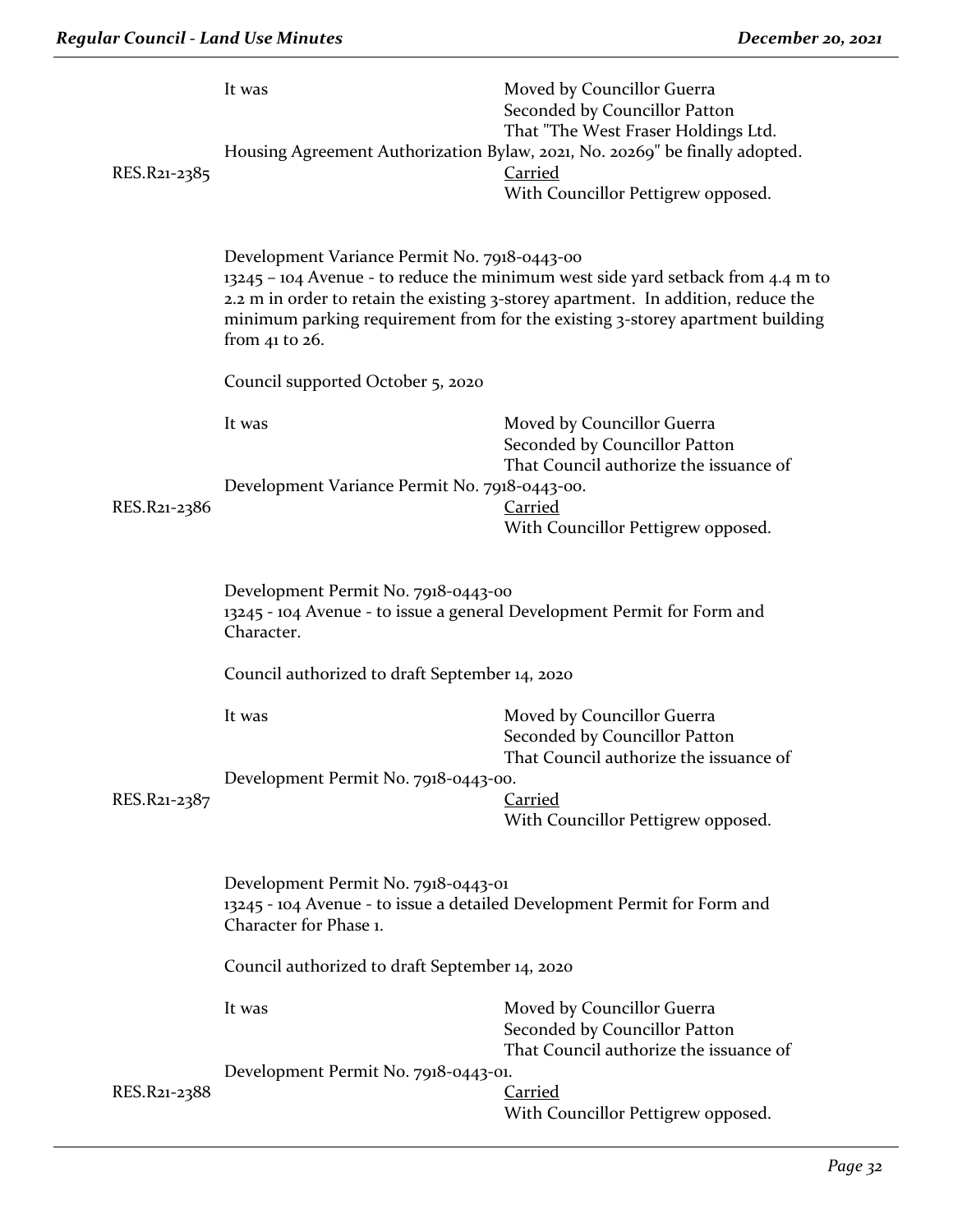It was Moved by Councillor Guerra
Seconded by Councillor Patton
That "The West Fraser Holdings Ltd. Housing Agreement Authorization Bylaw, 2021, No. 20269" be finally adopted.

RES.R21-2385 Carried
With Councillor Pettigrew opposed.

Development Variance Permit No. 7918-0443-00
13245 – 104 Avenue - to reduce the minimum west side yard setback from 4.4 m to 2.2 m in order to retain the existing 3-storey apartment. In addition, reduce the minimum parking requirement from for the existing 3-storey apartment building from 41 to 26.

Council supported October 5, 2020

It was Moved by Councillor Guerra
Seconded by Councillor Patton
That Council authorize the issuance of Development Variance Permit No. 7918-0443-00.

RES.R21-2386 Carried
With Councillor Pettigrew opposed.

Development Permit No. 7918-0443-00
13245 - 104 Avenue - to issue a general Development Permit for Form and Character.

Council authorized to draft September 14, 2020

It was Moved by Councillor Guerra
Seconded by Councillor Patton
That Council authorize the issuance of Development Permit No. 7918-0443-00.

RES.R21-2387 Carried
With Councillor Pettigrew opposed.

Development Permit No. 7918-0443-01
13245 - 104 Avenue - to issue a detailed Development Permit for Form and Character for Phase 1.

Council authorized to draft September 14, 2020

It was Moved by Councillor Guerra
Seconded by Councillor Patton
That Council authorize the issuance of Development Permit No. 7918-0443-01.

RES.R21-2388 Carried
With Councillor Pettigrew opposed.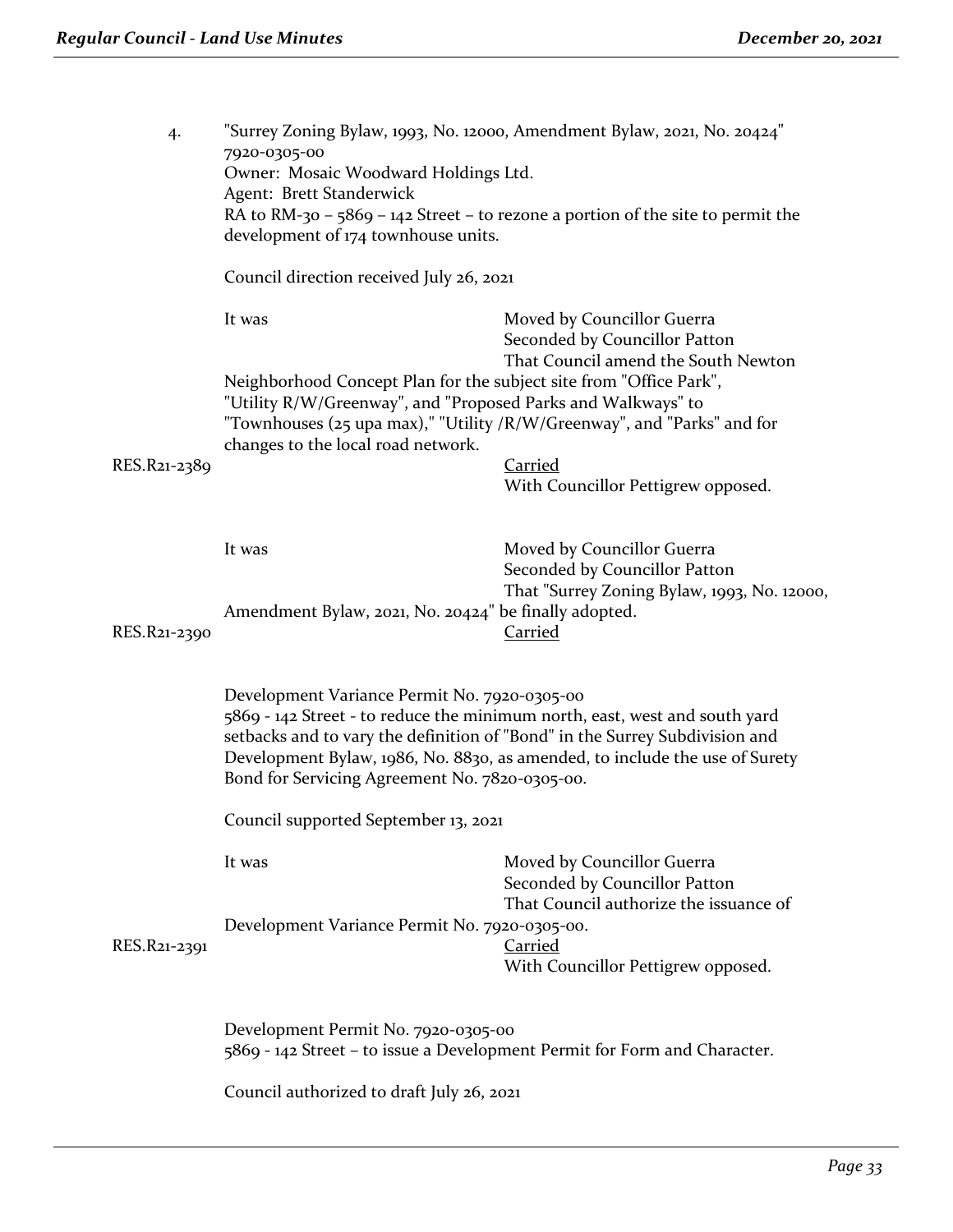4. "Surrey Zoning Bylaw, 1993, No. 12000, Amendment Bylaw, 2021, No. 20424"
7920-0305-00
Owner: Mosaic Woodward Holdings Ltd.
Agent: Brett Standerwick
RA to RM-30 – 5869 – 142 Street – to rezone a portion of the site to permit the development of 174 townhouse units.

Council direction received July 26, 2021

It was Moved by Councillor Guerra
Seconded by Councillor Patton
That Council amend the South Newton Neighborhood Concept Plan for the subject site from "Office Park", "Utility R/W/Greenway", and "Proposed Parks and Walkways" to "Townhouses (25 upa max)," "Utility /R/W/Greenway", and "Parks" and for changes to the local road network.

RES.R21-2389 Carried
With Councillor Pettigrew opposed.

It was Moved by Councillor Guerra
Seconded by Councillor Patton
That "Surrey Zoning Bylaw, 1993, No. 12000, Amendment Bylaw, 2021, No. 20424" be finally adopted.

RES.R21-2390 Carried

Development Variance Permit No. 7920-0305-00
5869 - 142 Street - to reduce the minimum north, east, west and south yard setbacks and to vary the definition of "Bond" in the Surrey Subdivision and Development Bylaw, 1986, No. 8830, as amended, to include the use of Surety Bond for Servicing Agreement No. 7820-0305-00.

Council supported September 13, 2021

It was Moved by Councillor Guerra
Seconded by Councillor Patton
That Council authorize the issuance of Development Variance Permit No. 7920-0305-00.

RES.R21-2391 Carried
With Councillor Pettigrew opposed.

Development Permit No. 7920-0305-00
5869 - 142 Street – to issue a Development Permit for Form and Character.

Council authorized to draft July 26, 2021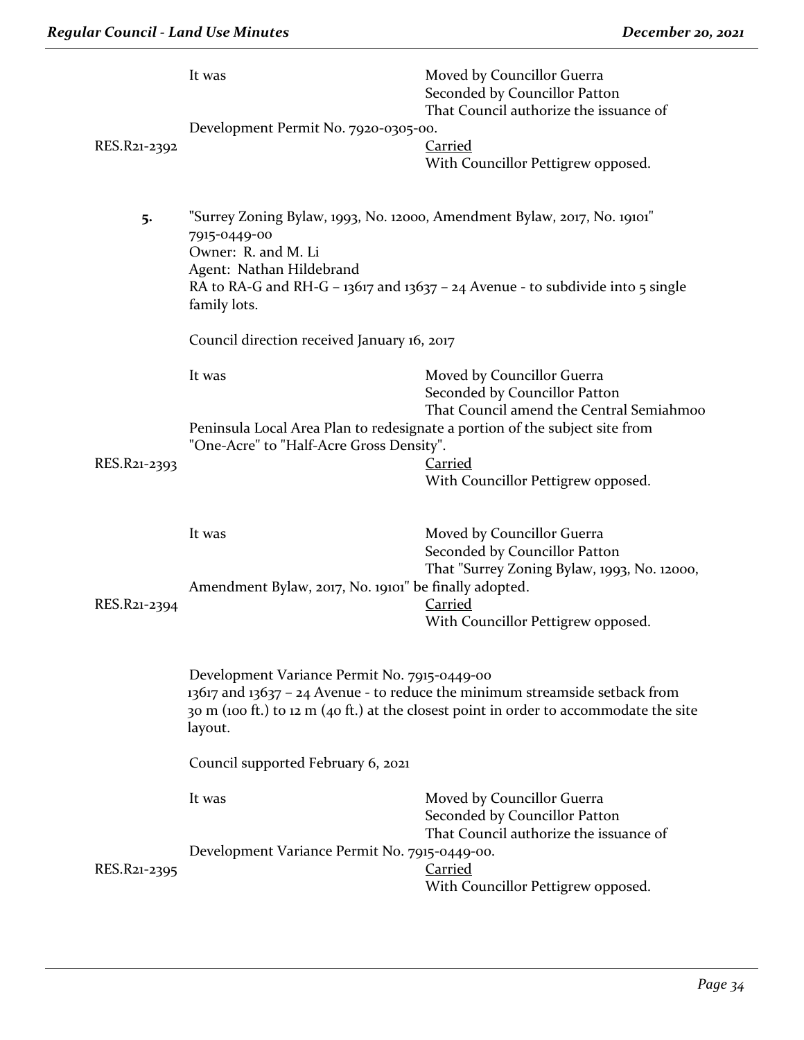It was

Moved by Councillor Guerra
Seconded by Councillor Patton
That Council authorize the issuance of Development Permit No. 7920-0305-00.

RES.R21-2392

Carried
With Councillor Pettigrew opposed.

**5.** "Surrey Zoning Bylaw, 1993, No. 12000, Amendment Bylaw, 2017, No. 19101"
7915-0449-00
Owner: R. and M. Li
Agent: Nathan Hildebrand
RA to RA-G and RH-G – 13617 and 13637 – 24 Avenue - to subdivide into 5 single family lots.

Council direction received January 16, 2017

It was

Moved by Councillor Guerra
Seconded by Councillor Patton
That Council amend the Central Semiahmoo Peninsula Local Area Plan to redesignate a portion of the subject site from "One-Acre" to "Half-Acre Gross Density".

RES.R21-2393

Carried
With Councillor Pettigrew opposed.

It was

Moved by Councillor Guerra
Seconded by Councillor Patton
That "Surrey Zoning Bylaw, 1993, No. 12000, Amendment Bylaw, 2017, No. 19101" be finally adopted.

RES.R21-2394

Carried
With Councillor Pettigrew opposed.

Development Variance Permit No. 7915-0449-00
13617 and 13637 – 24 Avenue - to reduce the minimum streamside setback from 30 m (100 ft.) to 12 m (40 ft.) at the closest point in order to accommodate the site layout.

Council supported February 6, 2021

It was

Moved by Councillor Guerra
Seconded by Councillor Patton
That Council authorize the issuance of Development Variance Permit No. 7915-0449-00.

RES.R21-2395

Carried
With Councillor Pettigrew opposed.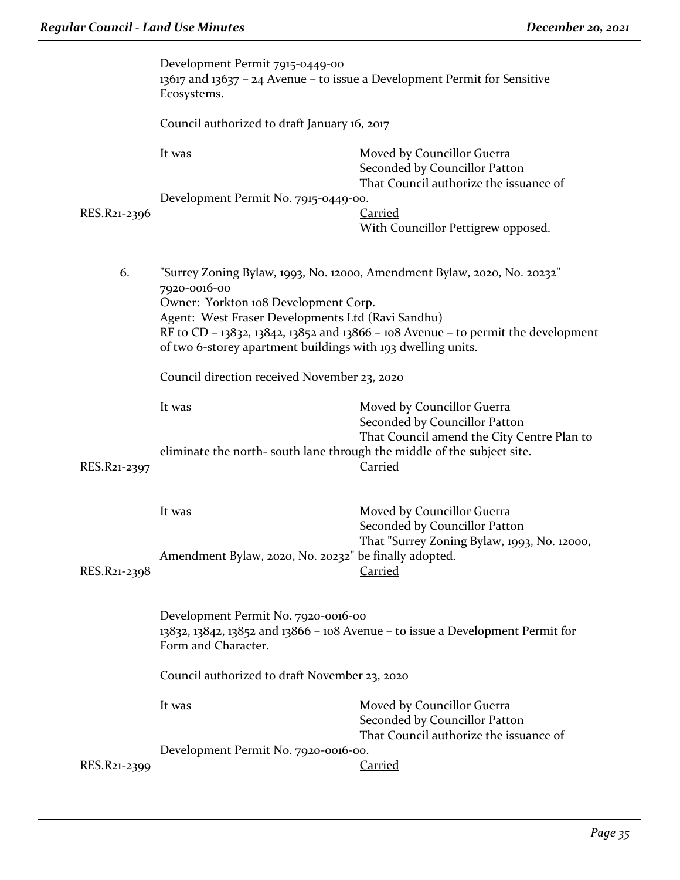Development Permit 7915-0449-00
13617 and 13637 – 24 Avenue – to issue a Development Permit for Sensitive Ecosystems.

Council authorized to draft January 16, 2017

It was Moved by Councillor Guerra
Seconded by Councillor Patton
That Council authorize the issuance of Development Permit No. 7915-0449-00.

RES.R21-2396 Carried
With Councillor Pettigrew opposed.

6. "Surrey Zoning Bylaw, 1993, No. 12000, Amendment Bylaw, 2020, No. 20232"
7920-0016-00
Owner: Yorkton 108 Development Corp.
Agent: West Fraser Developments Ltd (Ravi Sandhu)
RF to CD – 13832, 13842, 13852 and 13866 – 108 Avenue – to permit the development of two 6-storey apartment buildings with 193 dwelling units.

Council direction received November 23, 2020

It was Moved by Councillor Guerra
Seconded by Councillor Patton
That Council amend the City Centre Plan to eliminate the north- south lane through the middle of the subject site.

RES.R21-2397 Carried

It was Moved by Councillor Guerra
Seconded by Councillor Patton
That "Surrey Zoning Bylaw, 1993, No. 12000, Amendment Bylaw, 2020, No. 20232" be finally adopted.

RES.R21-2398 Carried

Development Permit No. 7920-0016-00
13832, 13842, 13852 and 13866 – 108 Avenue – to issue a Development Permit for Form and Character.

Council authorized to draft November 23, 2020

It was Moved by Councillor Guerra
Seconded by Councillor Patton
That Council authorize the issuance of Development Permit No. 7920-0016-00.

RES.R21-2399 Carried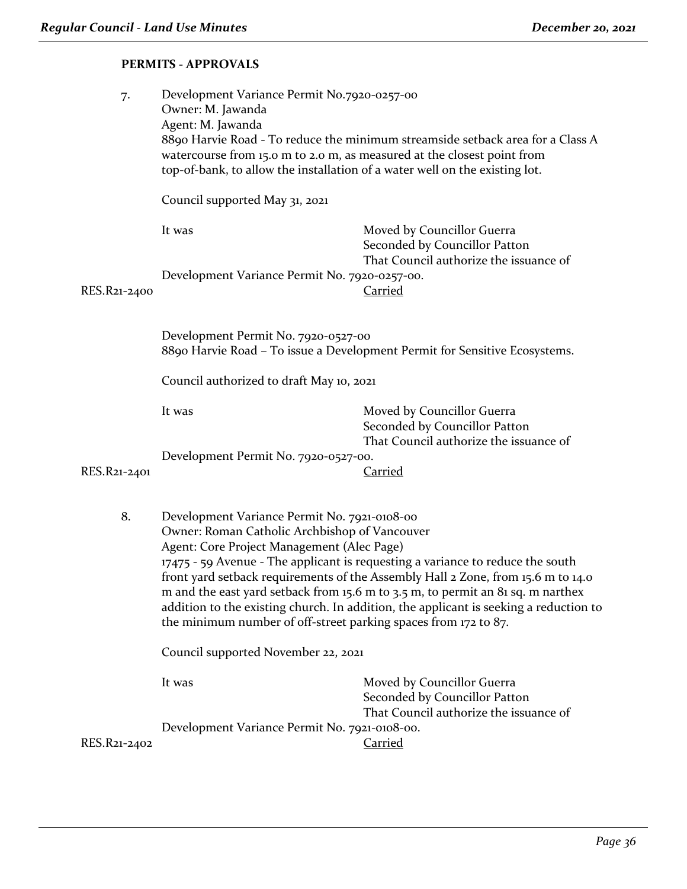**PERMITS - APPROVALS**

7. Development Variance Permit No.7920-0257-00
Owner: M. Jawanda
Agent: M. Jawanda
8890 Harvie Road - To reduce the minimum streamside setback area for a Class A watercourse from 15.0 m to 2.0 m, as measured at the closest point from top-of-bank, to allow the installation of a water well on the existing lot.

Council supported May 31, 2021

It was Moved by Councillor Guerra
Seconded by Councillor Patton
That Council authorize the issuance of Development Variance Permit No. 7920-0257-00.

RES.R21-2400 Carried

Development Permit No. 7920-0527-00
8890 Harvie Road – To issue a Development Permit for Sensitive Ecosystems.

Council authorized to draft May 10, 2021

It was Moved by Councillor Guerra
Seconded by Councillor Patton
That Council authorize the issuance of Development Permit No. 7920-0527-00.

RES.R21-2401 Carried

8. Development Variance Permit No. 7921-0108-00
Owner: Roman Catholic Archbishop of Vancouver
Agent: Core Project Management (Alec Page)
17475 - 59 Avenue - The applicant is requesting a variance to reduce the south front yard setback requirements of the Assembly Hall 2 Zone, from 15.6 m to 14.0 m and the east yard setback from 15.6 m to 3.5 m, to permit an 81 sq. m narthex addition to the existing church. In addition, the applicant is seeking a reduction to the minimum number of off-street parking spaces from 172 to 87.

Council supported November 22, 2021

It was Moved by Councillor Guerra
Seconded by Councillor Patton
That Council authorize the issuance of Development Variance Permit No. 7921-0108-00.

RES.R21-2402 Carried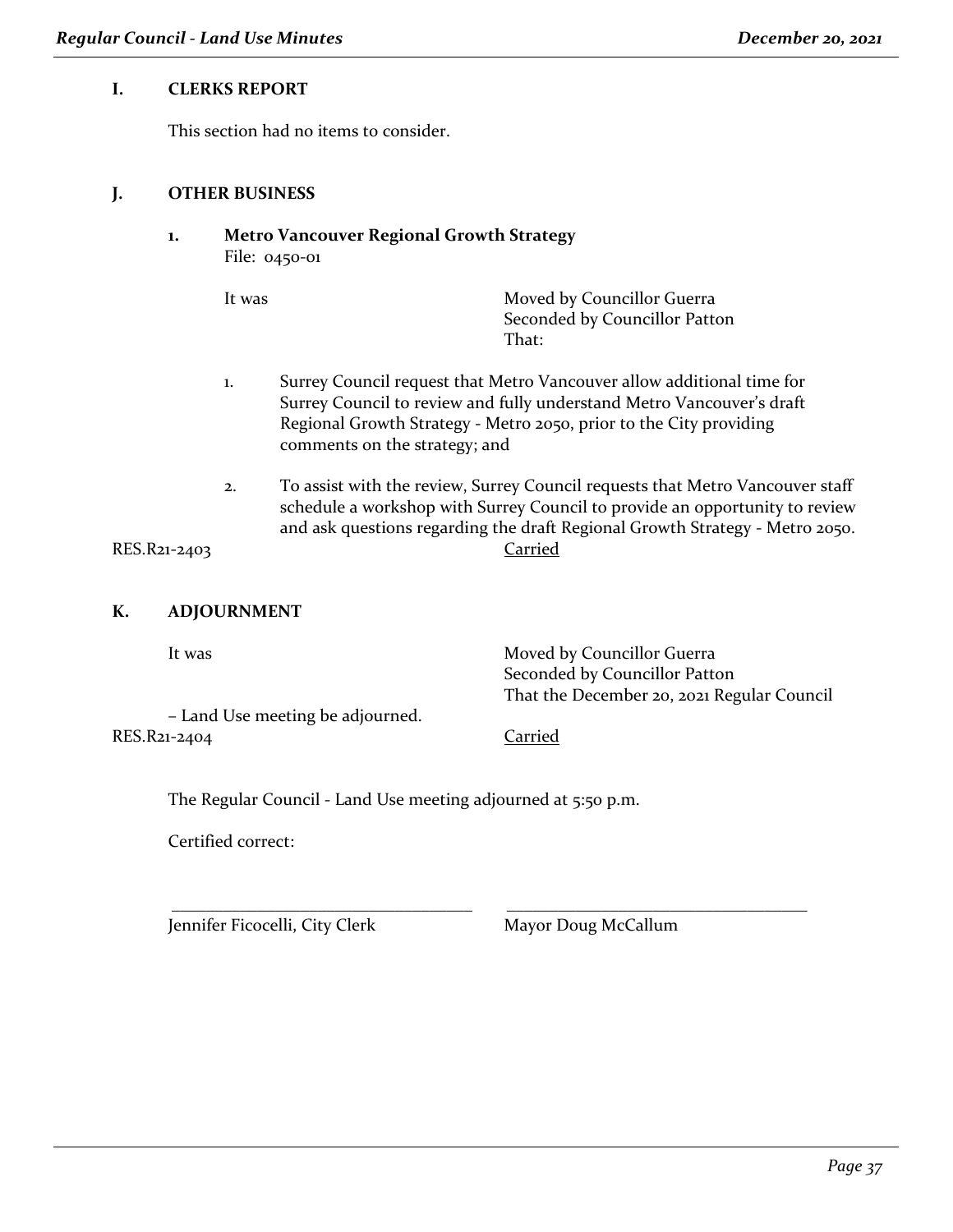## I. CLERKS REPORT

This section had no items to consider.

## J. OTHER BUSINESS

### 1. Metro Vancouver Regional Growth Strategy

File: 0450-01

It was

Moved by Councillor Guerra
Seconded by Councillor Patton
That:

1. Surrey Council request that Metro Vancouver allow additional time for Surrey Council to review and fully understand Metro Vancouver's draft Regional Growth Strategy - Metro 2050, prior to the City providing comments on the strategy; and

2. To assist with the review, Surrey Council requests that Metro Vancouver staff schedule a workshop with Surrey Council to provide an opportunity to review and ask questions regarding the draft Regional Growth Strategy - Metro 2050.

RES.R21-2403 Carried

## K. ADJOURNMENT

It was

Moved by Councillor Guerra
Seconded by Councillor Patton
That the December 20, 2021 Regular Council – Land Use meeting be adjourned.

RES.R21-2404 Carried

The Regular Council - Land Use meeting adjourned at 5:50 p.m.

Certified correct:

\_\_\_\_\_\_\_\_\_\_\_\_\_\_\_\_\_\_\_\_\_\_\_\_\_\_\_\_\_\_\_\_\_\_\_
Jennifer Ficocelli, City Clerk

\_\_\_\_\_\_\_\_\_\_\_\_\_\_\_\_\_\_\_\_\_\_\_\_\_\_\_\_\_\_\_\_\_\_\_
Mayor Doug McCallum